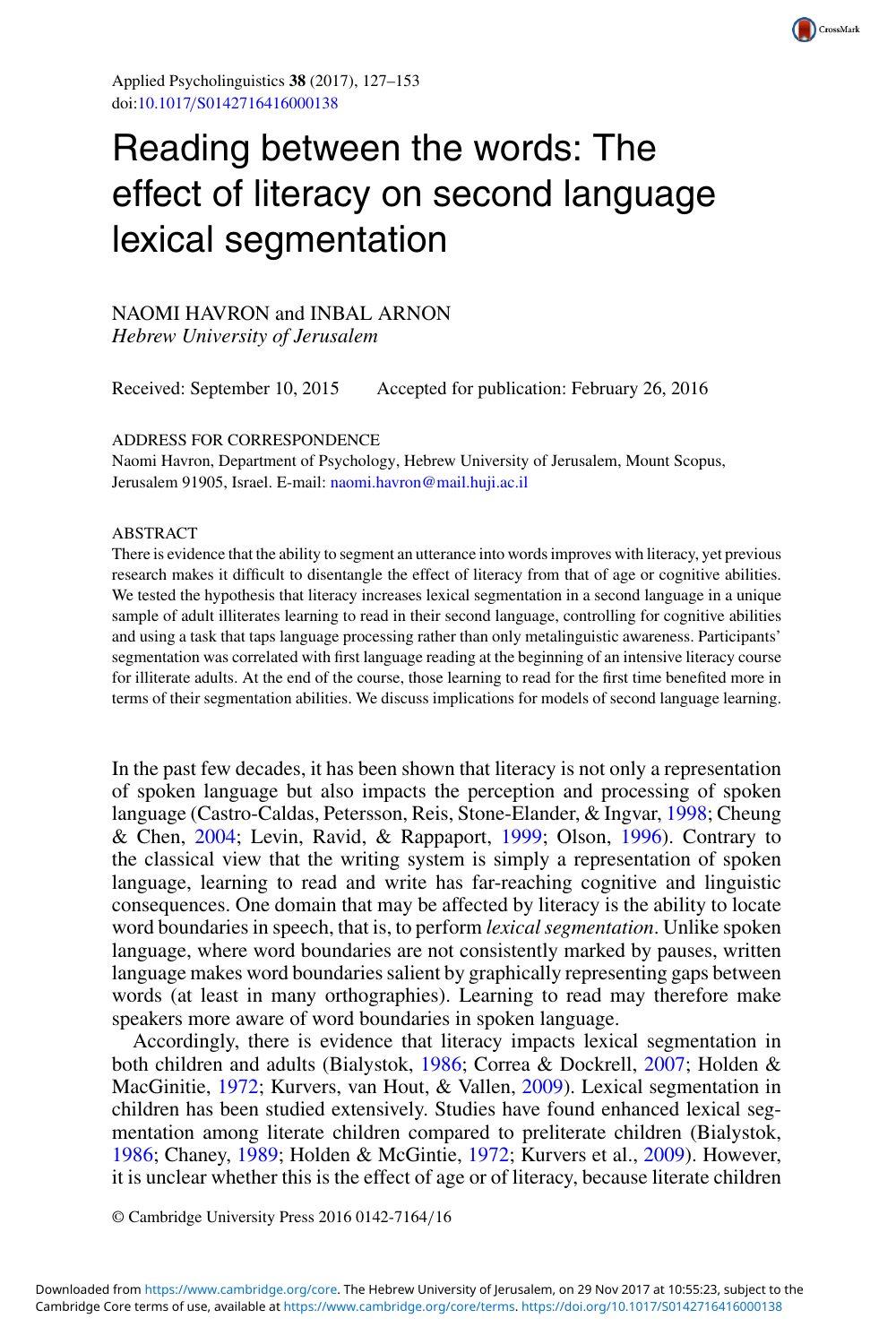# Reading between the words: The effect of literacy on second language lexical segmentation

NAOMI HAVRON and INBAL ARNON
*Hebrew University of Jerusalem*

Received: September 10, 2015  Accepted for publication: February 26, 2016

ADDRESS FOR CORRESPONDENCE
Naomi Havron, Department of Psychology, Hebrew University of Jerusalem, Mount Scopus, Jerusalem 91905, Israel. E-mail: naomi.havron@mail.huji.ac.il

ABSTRACT
There is evidence that the ability to segment an utterance into words improves with literacy, yet previous research makes it difficult to disentangle the effect of literacy from that of age or cognitive abilities. We tested the hypothesis that literacy increases lexical segmentation in a second language in a unique sample of adult illiterates learning to read in their second language, controlling for cognitive abilities and using a task that taps language processing rather than only metalinguistic awareness. Participants' segmentation was correlated with first language reading at the beginning of an intensive literacy course for illiterate adults. At the end of the course, those learning to read for the first time benefited more in terms of their segmentation abilities. We discuss implications for models of second language learning.

In the past few decades, it has been shown that literacy is not only a representation of spoken language but also impacts the perception and processing of spoken language (Castro-Caldas, Petersson, Reis, Stone-Elander, & Ingvar, 1998; Cheung & Chen, 2004; Levin, Ravid, & Rappaport, 1999; Olson, 1996). Contrary to the classical view that the writing system is simply a representation of spoken language, learning to read and write has far-reaching cognitive and linguistic consequences. One domain that may be affected by literacy is the ability to locate word boundaries in speech, that is, to perform *lexical segmentation*. Unlike spoken language, where word boundaries are not consistently marked by pauses, written language makes word boundaries salient by graphically representing gaps between words (at least in many orthographies). Learning to read may therefore make speakers more aware of word boundaries in spoken language.

Accordingly, there is evidence that literacy impacts lexical segmentation in both children and adults (Bialystok, 1986; Correa & Dockrell, 2007; Holden & MacGinitie, 1972; Kurvers, van Hout, & Vallen, 2009). Lexical segmentation in children has been studied extensively. Studies have found enhanced lexical segmentation among literate children compared to preliterate children (Bialystok, 1986; Chaney, 1989; Holden & McGintie, 1972; Kurvers et al., 2009). However, it is unclear whether this is the effect of age or of literacy, because literate children

© Cambridge University Press 2016 0142-7164/16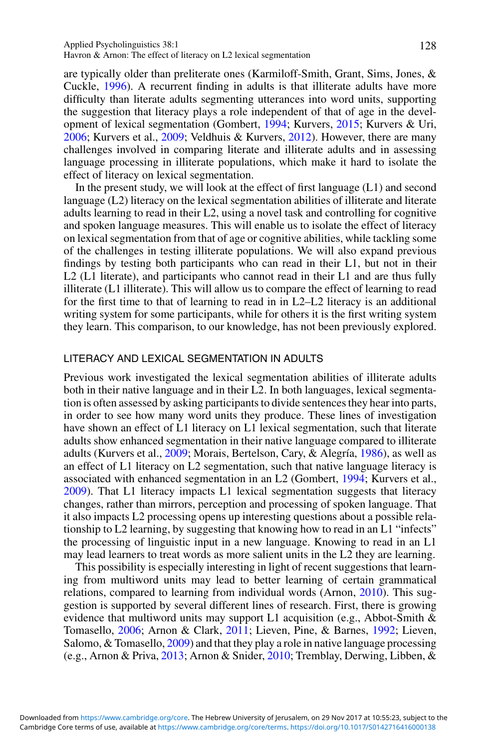are typically older than preliterate ones (Karmiloff-Smith, Grant, Sims, Jones, & Cuckle, 1996). A recurrent finding in adults is that illiterate adults have more difficulty than literate adults segmenting utterances into word units, supporting the suggestion that literacy plays a role independent of that of age in the development of lexical segmentation (Gombert, 1994; Kurvers, 2015; Kurvers & Uri, 2006; Kurvers et al., 2009; Veldhuis & Kurvers, 2012). However, there are many challenges involved in comparing literate and illiterate adults and in assessing language processing in illiterate populations, which make it hard to isolate the effect of literacy on lexical segmentation.

In the present study, we will look at the effect of first language (L1) and second language (L2) literacy on the lexical segmentation abilities of illiterate and literate adults learning to read in their L2, using a novel task and controlling for cognitive and spoken language measures. This will enable us to isolate the effect of literacy on lexical segmentation from that of age or cognitive abilities, while tackling some of the challenges in testing illiterate populations. We will also expand previous findings by testing both participants who can read in their L1, but not in their L2 (L1 literate), and participants who cannot read in their L1 and are thus fully illiterate (L1 illiterate). This will allow us to compare the effect of learning to read for the first time to that of learning to read in in L2–L2 literacy is an additional writing system for some participants, while for others it is the first writing system they learn. This comparison, to our knowledge, has not been previously explored.

## LITERACY AND LEXICAL SEGMENTATION IN ADULTS

Previous work investigated the lexical segmentation abilities of illiterate adults both in their native language and in their L2. In both languages, lexical segmentation is often assessed by asking participants to divide sentences they hear into parts, in order to see how many word units they produce. These lines of investigation have shown an effect of L1 literacy on L1 lexical segmentation, such that literate adults show enhanced segmentation in their native language compared to illiterate adults (Kurvers et al., 2009; Morais, Bertelson, Cary, & Alegría, 1986), as well as an effect of L1 literacy on L2 segmentation, such that native language literacy is associated with enhanced segmentation in an L2 (Gombert, 1994; Kurvers et al., 2009). That L1 literacy impacts L1 lexical segmentation suggests that literacy changes, rather than mirrors, perception and processing of spoken language. That it also impacts L2 processing opens up interesting questions about a possible relationship to L2 learning, by suggesting that knowing how to read in an L1 "infects" the processing of linguistic input in a new language. Knowing to read in an L1 may lead learners to treat words as more salient units in the L2 they are learning.

This possibility is especially interesting in light of recent suggestions that learning from multiword units may lead to better learning of certain grammatical relations, compared to learning from individual words (Arnon, 2010). This suggestion is supported by several different lines of research. First, there is growing evidence that multiword units may support L1 acquisition (e.g., Abbot-Smith & Tomasello, 2006; Arnon & Clark, 2011; Lieven, Pine, & Barnes, 1992; Lieven, Salomo, & Tomasello, 2009) and that they play a role in native language processing (e.g., Arnon & Priva, 2013; Arnon & Snider, 2010; Tremblay, Derwing, Libben, &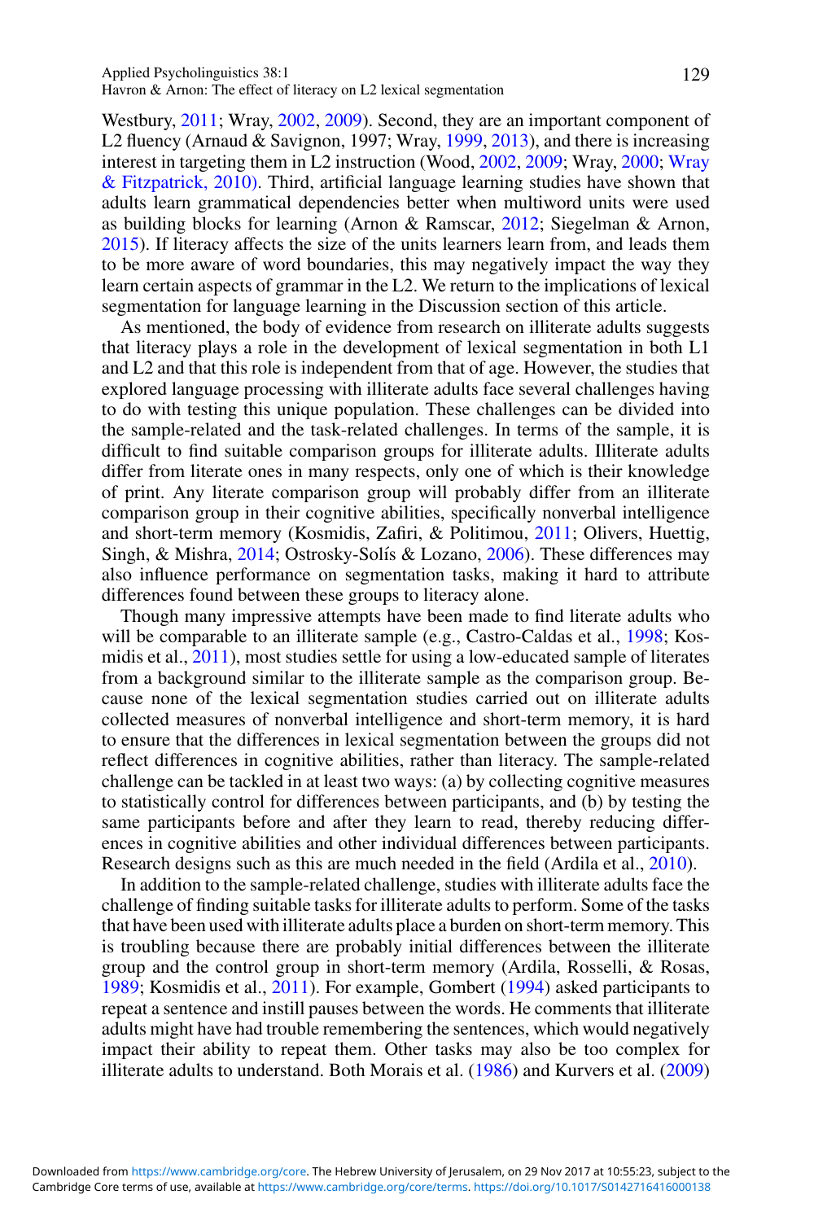Westbury, 2011; Wray, 2002, 2009). Second, they are an important component of L2 fluency (Arnaud & Savignon, 1997; Wray, 1999, 2013), and there is increasing interest in targeting them in L2 instruction (Wood, 2002, 2009; Wray, 2000; Wray & Fitzpatrick, 2010). Third, artificial language learning studies have shown that adults learn grammatical dependencies better when multiword units were used as building blocks for learning (Arnon & Ramscar, 2012; Siegelman & Arnon, 2015). If literacy affects the size of the units learners learn from, and leads them to be more aware of word boundaries, this may negatively impact the way they learn certain aspects of grammar in the L2. We return to the implications of lexical segmentation for language learning in the Discussion section of this article.

As mentioned, the body of evidence from research on illiterate adults suggests that literacy plays a role in the development of lexical segmentation in both L1 and L2 and that this role is independent from that of age. However, the studies that explored language processing with illiterate adults face several challenges having to do with testing this unique population. These challenges can be divided into the sample-related and the task-related challenges. In terms of the sample, it is difficult to find suitable comparison groups for illiterate adults. Illiterate adults differ from literate ones in many respects, only one of which is their knowledge of print. Any literate comparison group will probably differ from an illiterate comparison group in their cognitive abilities, specifically nonverbal intelligence and short-term memory (Kosmidis, Zafiri, & Politimou, 2011; Olivers, Huettig, Singh, & Mishra, 2014; Ostrosky-Solís & Lozano, 2006). These differences may also influence performance on segmentation tasks, making it hard to attribute differences found between these groups to literacy alone.

Though many impressive attempts have been made to find literate adults who will be comparable to an illiterate sample (e.g., Castro-Caldas et al., 1998; Kosmidis et al., 2011), most studies settle for using a low-educated sample of literates from a background similar to the illiterate sample as the comparison group. Because none of the lexical segmentation studies carried out on illiterate adults collected measures of nonverbal intelligence and short-term memory, it is hard to ensure that the differences in lexical segmentation between the groups did not reflect differences in cognitive abilities, rather than literacy. The sample-related challenge can be tackled in at least two ways: (a) by collecting cognitive measures to statistically control for differences between participants, and (b) by testing the same participants before and after they learn to read, thereby reducing differences in cognitive abilities and other individual differences between participants. Research designs such as this are much needed in the field (Ardila et al., 2010).

In addition to the sample-related challenge, studies with illiterate adults face the challenge of finding suitable tasks for illiterate adults to perform. Some of the tasks that have been used with illiterate adults place a burden on short-term memory. This is troubling because there are probably initial differences between the illiterate group and the control group in short-term memory (Ardila, Rosselli, & Rosas, 1989; Kosmidis et al., 2011). For example, Gombert (1994) asked participants to repeat a sentence and instill pauses between the words. He comments that illiterate adults might have had trouble remembering the sentences, which would negatively impact their ability to repeat them. Other tasks may also be too complex for illiterate adults to understand. Both Morais et al. (1986) and Kurvers et al. (2009)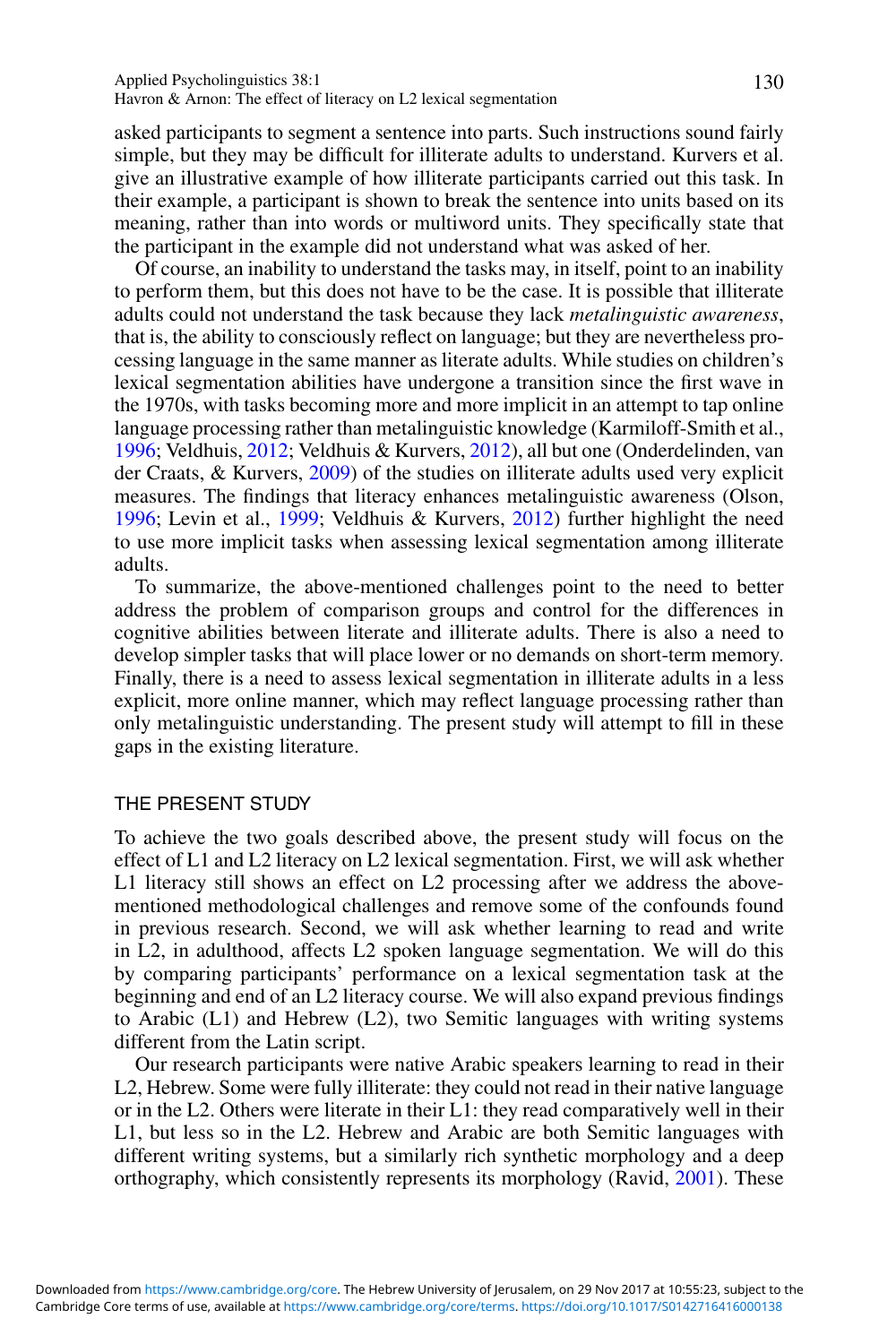asked participants to segment a sentence into parts. Such instructions sound fairly simple, but they may be difficult for illiterate adults to understand. Kurvers et al. give an illustrative example of how illiterate participants carried out this task. In their example, a participant is shown to break the sentence into units based on its meaning, rather than into words or multiword units. They specifically state that the participant in the example did not understand what was asked of her.

Of course, an inability to understand the tasks may, in itself, point to an inability to perform them, but this does not have to be the case. It is possible that illiterate adults could not understand the task because they lack *metalinguistic awareness*, that is, the ability to consciously reflect on language; but they are nevertheless processing language in the same manner as literate adults. While studies on children's lexical segmentation abilities have undergone a transition since the first wave in the 1970s, with tasks becoming more and more implicit in an attempt to tap online language processing rather than metalinguistic knowledge (Karmiloff-Smith et al., 1996; Veldhuis, 2012; Veldhuis & Kurvers, 2012), all but one (Onderdelinden, van der Craats, & Kurvers, 2009) of the studies on illiterate adults used very explicit measures. The findings that literacy enhances metalinguistic awareness (Olson, 1996; Levin et al., 1999; Veldhuis & Kurvers, 2012) further highlight the need to use more implicit tasks when assessing lexical segmentation among illiterate adults.

To summarize, the above-mentioned challenges point to the need to better address the problem of comparison groups and control for the differences in cognitive abilities between literate and illiterate adults. There is also a need to develop simpler tasks that will place lower or no demands on short-term memory. Finally, there is a need to assess lexical segmentation in illiterate adults in a less explicit, more online manner, which may reflect language processing rather than only metalinguistic understanding. The present study will attempt to fill in these gaps in the existing literature.

## THE PRESENT STUDY

To achieve the two goals described above, the present study will focus on the effect of L1 and L2 literacy on L2 lexical segmentation. First, we will ask whether L1 literacy still shows an effect on L2 processing after we address the above-mentioned methodological challenges and remove some of the confounds found in previous research. Second, we will ask whether learning to read and write in L2, in adulthood, affects L2 spoken language segmentation. We will do this by comparing participants' performance on a lexical segmentation task at the beginning and end of an L2 literacy course. We will also expand previous findings to Arabic (L1) and Hebrew (L2), two Semitic languages with writing systems different from the Latin script.

Our research participants were native Arabic speakers learning to read in their L2, Hebrew. Some were fully illiterate: they could not read in their native language or in the L2. Others were literate in their L1: they read comparatively well in their L1, but less so in the L2. Hebrew and Arabic are both Semitic languages with different writing systems, but a similarly rich synthetic morphology and a deep orthography, which consistently represents its morphology (Ravid, 2001). These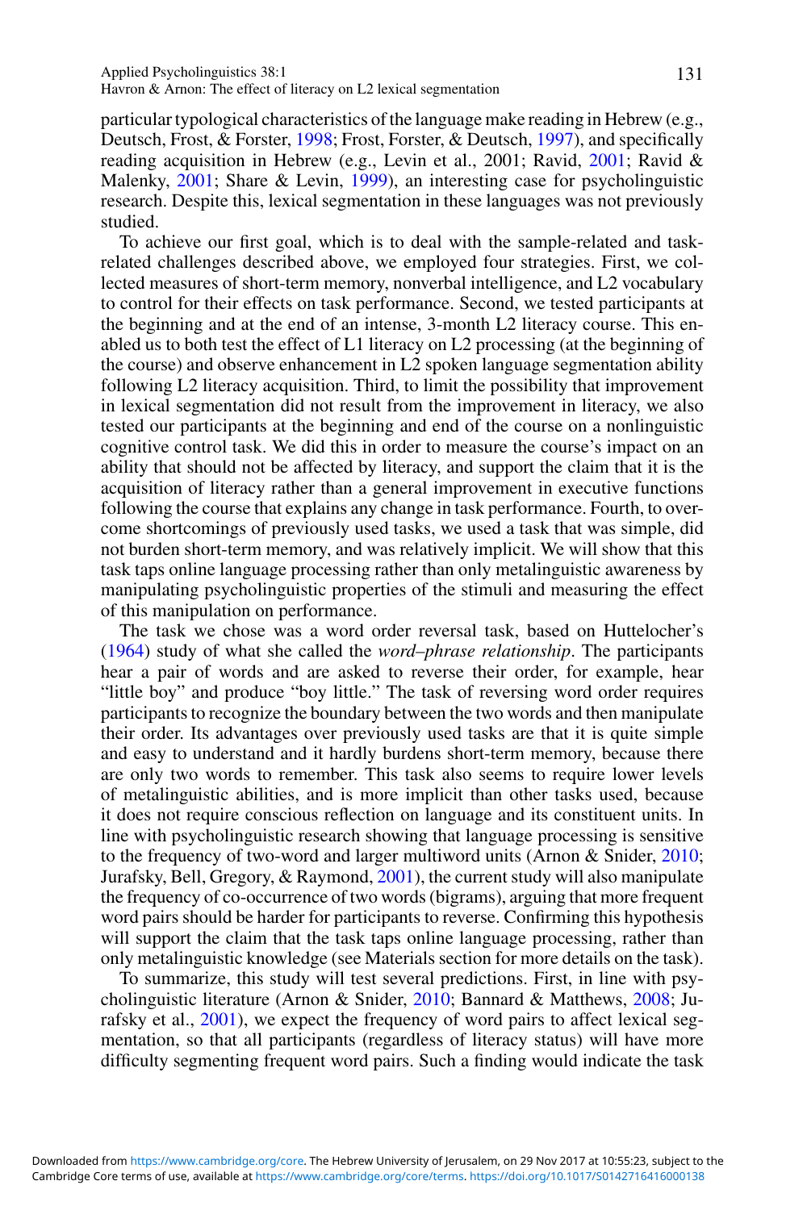particular typological characteristics of the language make reading in Hebrew (e.g., Deutsch, Frost, & Forster, 1998; Frost, Forster, & Deutsch, 1997), and specifically reading acquisition in Hebrew (e.g., Levin et al., 2001; Ravid, 2001; Ravid & Malenky, 2001; Share & Levin, 1999), an interesting case for psycholinguistic research. Despite this, lexical segmentation in these languages was not previously studied.

To achieve our first goal, which is to deal with the sample-related and task-related challenges described above, we employed four strategies. First, we collected measures of short-term memory, nonverbal intelligence, and L2 vocabulary to control for their effects on task performance. Second, we tested participants at the beginning and at the end of an intense, 3-month L2 literacy course. This enabled us to both test the effect of L1 literacy on L2 processing (at the beginning of the course) and observe enhancement in L2 spoken language segmentation ability following L2 literacy acquisition. Third, to limit the possibility that improvement in lexical segmentation did not result from the improvement in literacy, we also tested our participants at the beginning and end of the course on a nonlinguistic cognitive control task. We did this in order to measure the course's impact on an ability that should not be affected by literacy, and support the claim that it is the acquisition of literacy rather than a general improvement in executive functions following the course that explains any change in task performance. Fourth, to overcome shortcomings of previously used tasks, we used a task that was simple, did not burden short-term memory, and was relatively implicit. We will show that this task taps online language processing rather than only metalinguistic awareness by manipulating psycholinguistic properties of the stimuli and measuring the effect of this manipulation on performance.

The task we chose was a word order reversal task, based on Huttelocher's (1964) study of what she called the *word–phrase relationship*. The participants hear a pair of words and are asked to reverse their order, for example, hear "little boy" and produce "boy little." The task of reversing word order requires participants to recognize the boundary between the two words and then manipulate their order. Its advantages over previously used tasks are that it is quite simple and easy to understand and it hardly burdens short-term memory, because there are only two words to remember. This task also seems to require lower levels of metalinguistic abilities, and is more implicit than other tasks used, because it does not require conscious reflection on language and its constituent units. In line with psycholinguistic research showing that language processing is sensitive to the frequency of two-word and larger multiword units (Arnon & Snider, 2010; Jurafsky, Bell, Gregory, & Raymond, 2001), the current study will also manipulate the frequency of co-occurrence of two words (bigrams), arguing that more frequent word pairs should be harder for participants to reverse. Confirming this hypothesis will support the claim that the task taps online language processing, rather than only metalinguistic knowledge (see Materials section for more details on the task).

To summarize, this study will test several predictions. First, in line with psycholinguistic literature (Arnon & Snider, 2010; Bannard & Matthews, 2008; Jurafsky et al., 2001), we expect the frequency of word pairs to affect lexical segmentation, so that all participants (regardless of literacy status) will have more difficulty segmenting frequent word pairs. Such a finding would indicate the task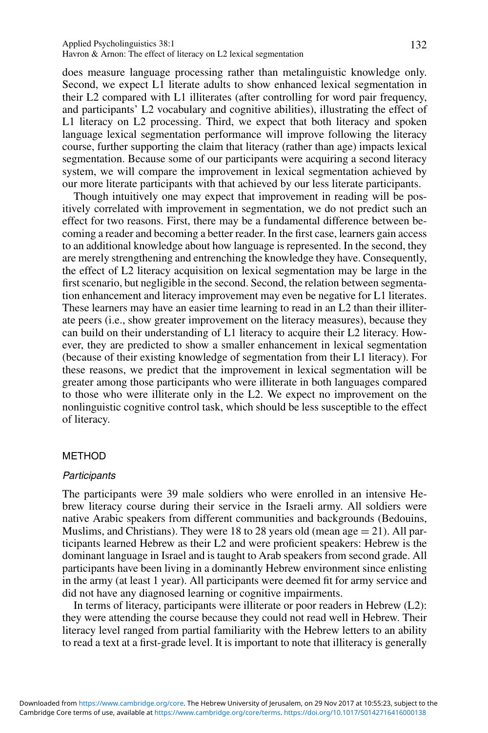does measure language processing rather than metalinguistic knowledge only. Second, we expect L1 literate adults to show enhanced lexical segmentation in their L2 compared with L1 illiterates (after controlling for word pair frequency, and participants' L2 vocabulary and cognitive abilities), illustrating the effect of L1 literacy on L2 processing. Third, we expect that both literacy and spoken language lexical segmentation performance will improve following the literacy course, further supporting the claim that literacy (rather than age) impacts lexical segmentation. Because some of our participants were acquiring a second literacy system, we will compare the improvement in lexical segmentation achieved by our more literate participants with that achieved by our less literate participants.

Though intuitively one may expect that improvement in reading will be positively correlated with improvement in segmentation, we do not predict such an effect for two reasons. First, there may be a fundamental difference between becoming a reader and becoming a better reader. In the first case, learners gain access to an additional knowledge about how language is represented. In the second, they are merely strengthening and entrenching the knowledge they have. Consequently, the effect of L2 literacy acquisition on lexical segmentation may be large in the first scenario, but negligible in the second. Second, the relation between segmentation enhancement and literacy improvement may even be negative for L1 literates. These learners may have an easier time learning to read in an L2 than their illiterate peers (i.e., show greater improvement on the literacy measures), because they can build on their understanding of L1 literacy to acquire their L2 literacy. However, they are predicted to show a smaller enhancement in lexical segmentation (because of their existing knowledge of segmentation from their L1 literacy). For these reasons, we predict that the improvement in lexical segmentation will be greater among those participants who were illiterate in both languages compared to those who were illiterate only in the L2. We expect no improvement on the nonlinguistic cognitive control task, which should be less susceptible to the effect of literacy.

## METHOD

### *Participants*

The participants were 39 male soldiers who were enrolled in an intensive Hebrew literacy course during their service in the Israeli army. All soldiers were native Arabic speakers from different communities and backgrounds (Bedouins, Muslims, and Christians). They were 18 to 28 years old (mean age = 21). All participants learned Hebrew as their L2 and were proficient speakers: Hebrew is the dominant language in Israel and is taught to Arab speakers from second grade. All participants have been living in a dominantly Hebrew environment since enlisting in the army (at least 1 year). All participants were deemed fit for army service and did not have any diagnosed learning or cognitive impairments.

In terms of literacy, participants were illiterate or poor readers in Hebrew (L2): they were attending the course because they could not read well in Hebrew. Their literacy level ranged from partial familiarity with the Hebrew letters to an ability to read a text at a first-grade level. It is important to note that illiteracy is generally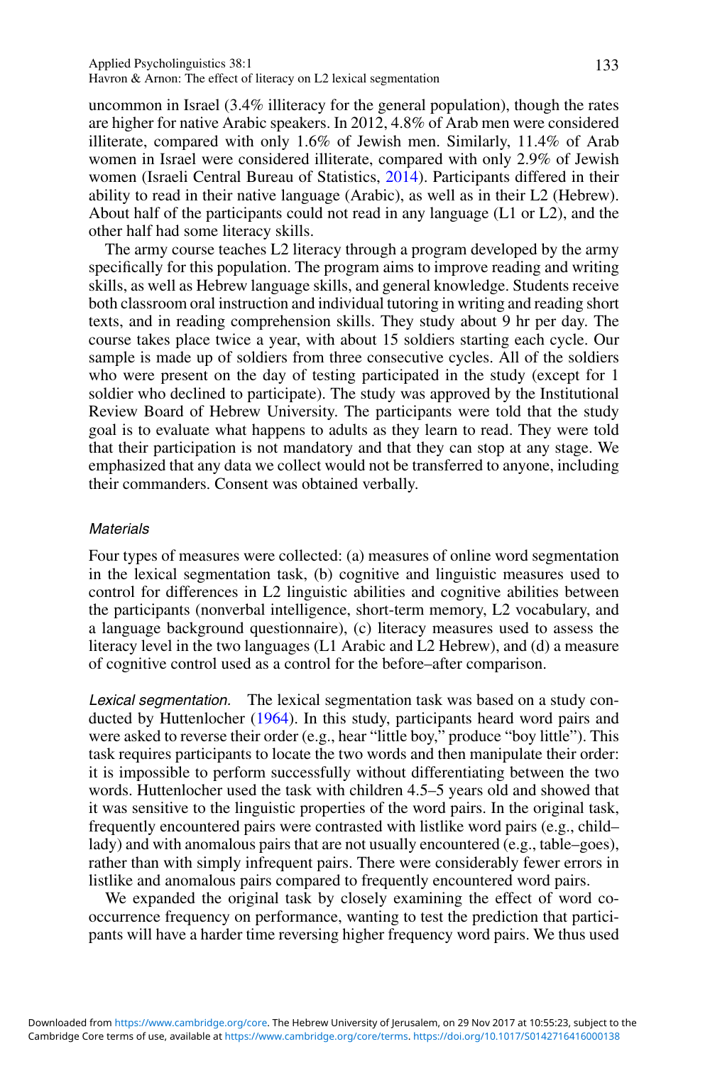uncommon in Israel (3.4% illiteracy for the general population), though the rates are higher for native Arabic speakers. In 2012, 4.8% of Arab men were considered illiterate, compared with only 1.6% of Jewish men. Similarly, 11.4% of Arab women in Israel were considered illiterate, compared with only 2.9% of Jewish women (Israeli Central Bureau of Statistics, 2014). Participants differed in their ability to read in their native language (Arabic), as well as in their L2 (Hebrew). About half of the participants could not read in any language (L1 or L2), and the other half had some literacy skills.

The army course teaches L2 literacy through a program developed by the army specifically for this population. The program aims to improve reading and writing skills, as well as Hebrew language skills, and general knowledge. Students receive both classroom oral instruction and individual tutoring in writing and reading short texts, and in reading comprehension skills. They study about 9 hr per day. The course takes place twice a year, with about 15 soldiers starting each cycle. Our sample is made up of soldiers from three consecutive cycles. All of the soldiers who were present on the day of testing participated in the study (except for 1 soldier who declined to participate). The study was approved by the Institutional Review Board of Hebrew University. The participants were told that the study goal is to evaluate what happens to adults as they learn to read. They were told that their participation is not mandatory and that they can stop at any stage. We emphasized that any data we collect would not be transferred to anyone, including their commanders. Consent was obtained verbally.

### *Materials*

Four types of measures were collected: (a) measures of online word segmentation in the lexical segmentation task, (b) cognitive and linguistic measures used to control for differences in L2 linguistic abilities and cognitive abilities between the participants (nonverbal intelligence, short-term memory, L2 vocabulary, and a language background questionnaire), (c) literacy measures used to assess the literacy level in the two languages (L1 Arabic and L2 Hebrew), and (d) a measure of cognitive control used as a control for the before–after comparison.

*Lexical segmentation.* The lexical segmentation task was based on a study conducted by Huttenlocher (1964). In this study, participants heard word pairs and were asked to reverse their order (e.g., hear "little boy," produce "boy little"). This task requires participants to locate the two words and then manipulate their order: it is impossible to perform successfully without differentiating between the two words. Huttenlocher used the task with children 4.5–5 years old and showed that it was sensitive to the linguistic properties of the word pairs. In the original task, frequently encountered pairs were contrasted with listlike word pairs (e.g., child–lady) and with anomalous pairs that are not usually encountered (e.g., table–goes), rather than with simply infrequent pairs. There were considerably fewer errors in listlike and anomalous pairs compared to frequently encountered word pairs.

We expanded the original task by closely examining the effect of word co-occurrence frequency on performance, wanting to test the prediction that participants will have a harder time reversing higher frequency word pairs. We thus used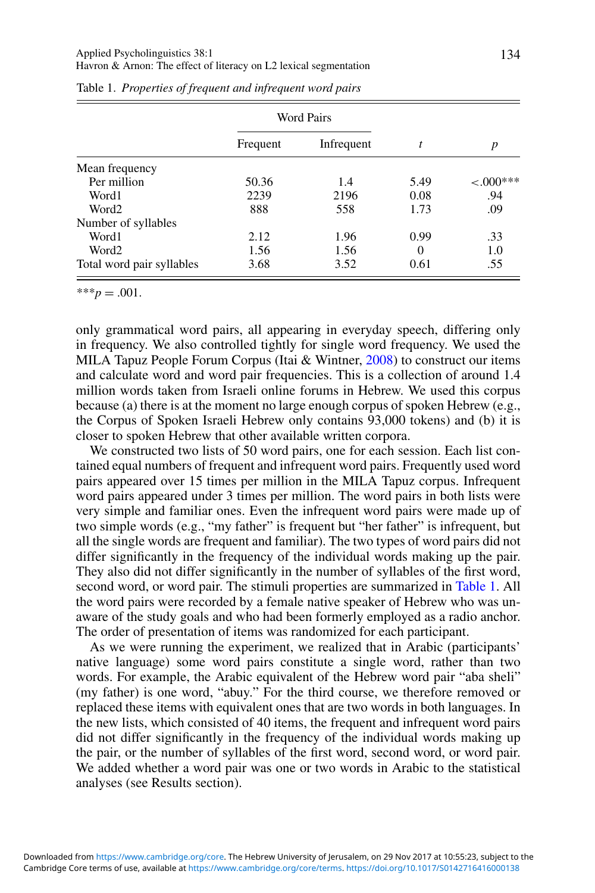Table 1. *Properties of frequent and infrequent word pairs*

| | Word Pairs | | | |
|---|---|---|---|---|
| | Frequent | Infrequent | $t$ | $p$ |
| Mean frequency | | | | |
| Per million | 50.36 | 1.4 | 5.49 | $<.000$*** |
| Word1 | 2239 | 2196 | 0.08 | .94 |
| Word2 | 888 | 558 | 1.73 | .09 |
| Number of syllables | | | | |
| Word1 | 2.12 | 1.96 | 0.99 | .33 |
| Word2 | 1.56 | 1.56 | 0 | 1.0 |
| Total word pair syllables | 3.68 | 3.52 | 0.61 | .55 |

***$p = .001$.

only grammatical word pairs, all appearing in everyday speech, differing only in frequency. We also controlled tightly for single word frequency. We used the MILA Tapuz People Forum Corpus (Itai & Wintner, 2008) to construct our items and calculate word and word pair frequencies. This is a collection of around 1.4 million words taken from Israeli online forums in Hebrew. We used this corpus because (a) there is at the moment no large enough corpus of spoken Hebrew (e.g., the Corpus of Spoken Israeli Hebrew only contains 93,000 tokens) and (b) it is closer to spoken Hebrew that other available written corpora.

We constructed two lists of 50 word pairs, one for each session. Each list contained equal numbers of frequent and infrequent word pairs. Frequently used word pairs appeared over 15 times per million in the MILA Tapuz corpus. Infrequent word pairs appeared under 3 times per million. The word pairs in both lists were very simple and familiar ones. Even the infrequent word pairs were made up of two simple words (e.g., "my father" is frequent but "her father" is infrequent, but all the single words are frequent and familiar). The two types of word pairs did not differ significantly in the frequency of the individual words making up the pair. They also did not differ significantly in the number of syllables of the first word, second word, or word pair. The stimuli properties are summarized in Table 1. All the word pairs were recorded by a female native speaker of Hebrew who was unaware of the study goals and who had been formerly employed as a radio anchor. The order of presentation of items was randomized for each participant.

As we were running the experiment, we realized that in Arabic (participants' native language) some word pairs constitute a single word, rather than two words. For example, the Arabic equivalent of the Hebrew word pair "aba sheli" (my father) is one word, "abuy." For the third course, we therefore removed or replaced these items with equivalent ones that are two words in both languages. In the new lists, which consisted of 40 items, the frequent and infrequent word pairs did not differ significantly in the frequency of the individual words making up the pair, or the number of syllables of the first word, second word, or word pair. We added whether a word pair was one or two words in Arabic to the statistical analyses (see Results section).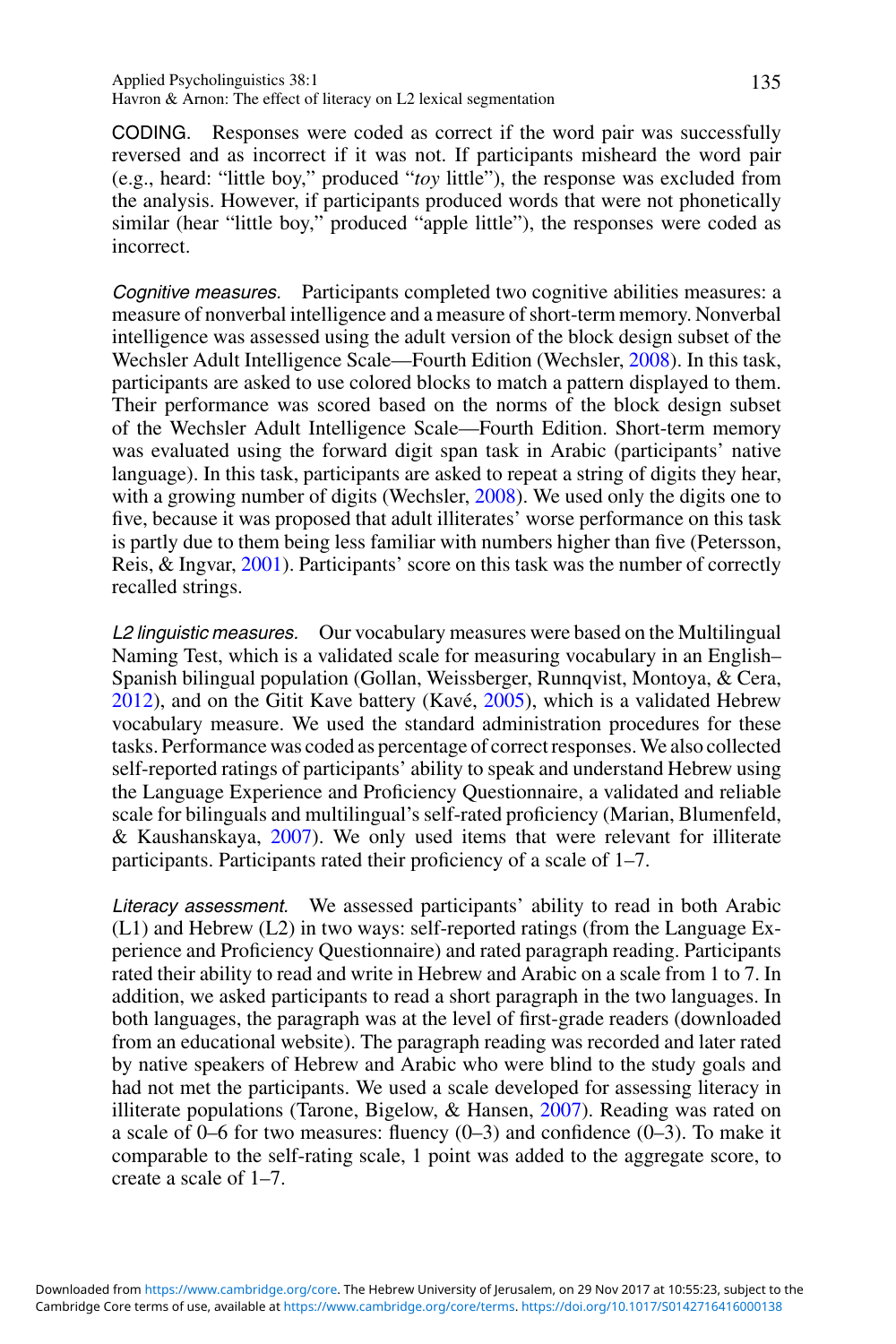CODING. Responses were coded as correct if the word pair was successfully reversed and as incorrect if it was not. If participants misheard the word pair (e.g., heard: "little boy," produced "*toy* little"), the response was excluded from the analysis. However, if participants produced words that were not phonetically similar (hear "little boy," produced "apple little"), the responses were coded as incorrect.

*Cognitive measures.* Participants completed two cognitive abilities measures: a measure of nonverbal intelligence and a measure of short-term memory. Nonverbal intelligence was assessed using the adult version of the block design subset of the Wechsler Adult Intelligence Scale—Fourth Edition (Wechsler, 2008). In this task, participants are asked to use colored blocks to match a pattern displayed to them. Their performance was scored based on the norms of the block design subset of the Wechsler Adult Intelligence Scale—Fourth Edition. Short-term memory was evaluated using the forward digit span task in Arabic (participants' native language). In this task, participants are asked to repeat a string of digits they hear, with a growing number of digits (Wechsler, 2008). We used only the digits one to five, because it was proposed that adult illiterates' worse performance on this task is partly due to them being less familiar with numbers higher than five (Petersson, Reis, & Ingvar, 2001). Participants' score on this task was the number of correctly recalled strings.

*L2 linguistic measures.* Our vocabulary measures were based on the Multilingual Naming Test, which is a validated scale for measuring vocabulary in an English–Spanish bilingual population (Gollan, Weissberger, Runnqvist, Montoya, & Cera, 2012), and on the Gitit Kave battery (Kavé, 2005), which is a validated Hebrew vocabulary measure. We used the standard administration procedures for these tasks. Performance was coded as percentage of correct responses. We also collected self-reported ratings of participants' ability to speak and understand Hebrew using the Language Experience and Proficiency Questionnaire, a validated and reliable scale for bilinguals and multilingual's self-rated proficiency (Marian, Blumenfeld, & Kaushanskaya, 2007). We only used items that were relevant for illiterate participants. Participants rated their proficiency of a scale of 1–7.

*Literacy assessment.* We assessed participants' ability to read in both Arabic (L1) and Hebrew (L2) in two ways: self-reported ratings (from the Language Experience and Proficiency Questionnaire) and rated paragraph reading. Participants rated their ability to read and write in Hebrew and Arabic on a scale from 1 to 7. In addition, we asked participants to read a short paragraph in the two languages. In both languages, the paragraph was at the level of first-grade readers (downloaded from an educational website). The paragraph reading was recorded and later rated by native speakers of Hebrew and Arabic who were blind to the study goals and had not met the participants. We used a scale developed for assessing literacy in illiterate populations (Tarone, Bigelow, & Hansen, 2007). Reading was rated on a scale of 0–6 for two measures: fluency (0–3) and confidence (0–3). To make it comparable to the self-rating scale, 1 point was added to the aggregate score, to create a scale of 1–7.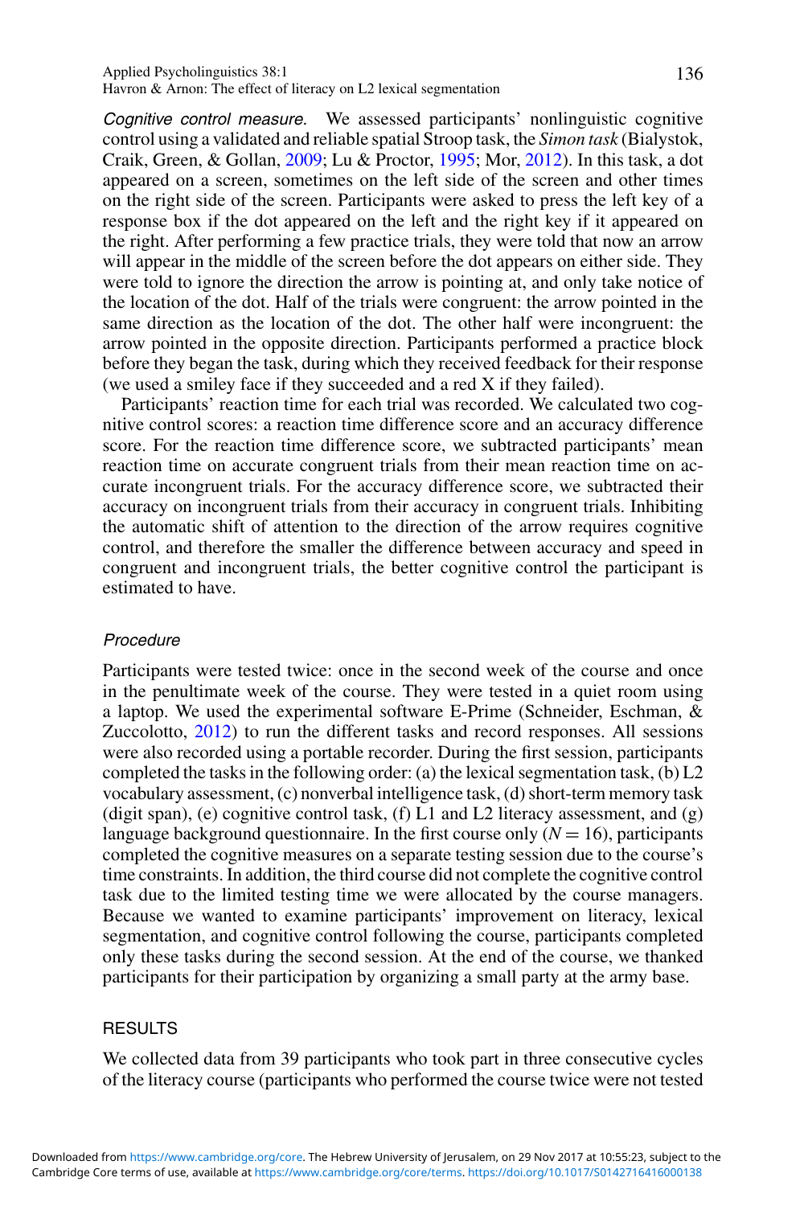*Cognitive control measure.* We assessed participants' nonlinguistic cognitive control using a validated and reliable spatial Stroop task, the *Simon task* (Bialystok, Craik, Green, & Gollan, 2009; Lu & Proctor, 1995; Mor, 2012). In this task, a dot appeared on a screen, sometimes on the left side of the screen and other times on the right side of the screen. Participants were asked to press the left key of a response box if the dot appeared on the left and the right key if it appeared on the right. After performing a few practice trials, they were told that now an arrow will appear in the middle of the screen before the dot appears on either side. They were told to ignore the direction the arrow is pointing at, and only take notice of the location of the dot. Half of the trials were congruent: the arrow pointed in the same direction as the location of the dot. The other half were incongruent: the arrow pointed in the opposite direction. Participants performed a practice block before they began the task, during which they received feedback for their response (we used a smiley face if they succeeded and a red X if they failed).

Participants' reaction time for each trial was recorded. We calculated two cognitive control scores: a reaction time difference score and an accuracy difference score. For the reaction time difference score, we subtracted participants' mean reaction time on accurate congruent trials from their mean reaction time on accurate incongruent trials. For the accuracy difference score, we subtracted their accuracy on incongruent trials from their accuracy in congruent trials. Inhibiting the automatic shift of attention to the direction of the arrow requires cognitive control, and therefore the smaller the difference between accuracy and speed in congruent and incongruent trials, the better cognitive control the participant is estimated to have.

### *Procedure*

Participants were tested twice: once in the second week of the course and once in the penultimate week of the course. They were tested in a quiet room using a laptop. We used the experimental software E-Prime (Schneider, Eschman, & Zuccolotto, 2012) to run the different tasks and record responses. All sessions were also recorded using a portable recorder. During the first session, participants completed the tasks in the following order: (a) the lexical segmentation task, (b) L2 vocabulary assessment, (c) nonverbal intelligence task, (d) short-term memory task (digit span), (e) cognitive control task, (f) L1 and L2 literacy assessment, and (g) language background questionnaire. In the first course only ($N = 16$), participants completed the cognitive measures on a separate testing session due to the course's time constraints. In addition, the third course did not complete the cognitive control task due to the limited testing time we were allocated by the course managers. Because we wanted to examine participants' improvement on literacy, lexical segmentation, and cognitive control following the course, participants completed only these tasks during the second session. At the end of the course, we thanked participants for their participation by organizing a small party at the army base.

## RESULTS

We collected data from 39 participants who took part in three consecutive cycles of the literacy course (participants who performed the course twice were not tested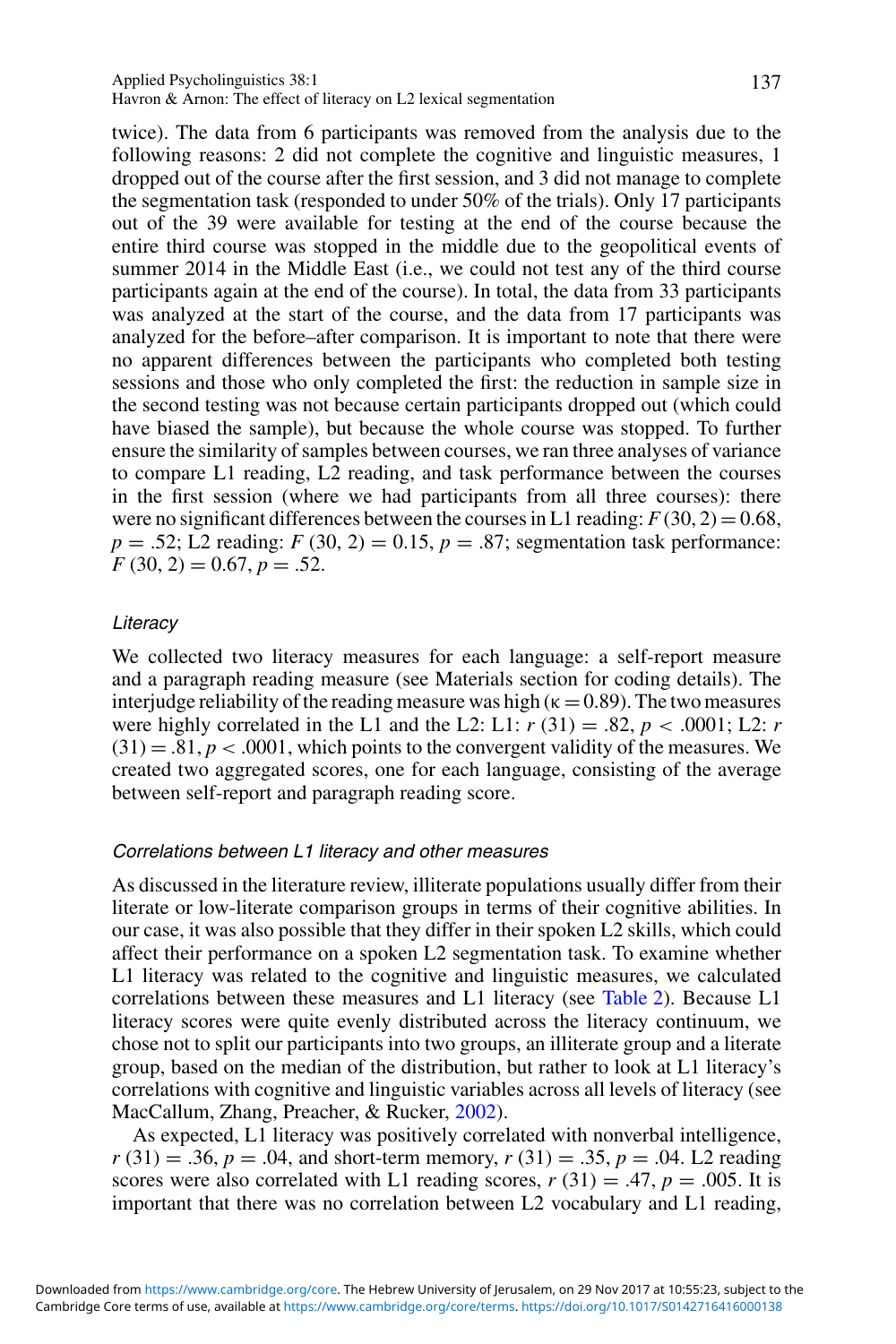twice). The data from 6 participants was removed from the analysis due to the following reasons: 2 did not complete the cognitive and linguistic measures, 1 dropped out of the course after the first session, and 3 did not manage to complete the segmentation task (responded to under 50% of the trials). Only 17 participants out of the 39 were available for testing at the end of the course because the entire third course was stopped in the middle due to the geopolitical events of summer 2014 in the Middle East (i.e., we could not test any of the third course participants again at the end of the course). In total, the data from 33 participants was analyzed at the start of the course, and the data from 17 participants was analyzed for the before–after comparison. It is important to note that there were no apparent differences between the participants who completed both testing sessions and those who only completed the first: the reduction in sample size in the second testing was not because certain participants dropped out (which could have biased the sample), but because the whole course was stopped. To further ensure the similarity of samples between courses, we ran three analyses of variance to compare L1 reading, L2 reading, and task performance between the courses in the first session (where we had participants from all three courses): there were no significant differences between the courses in L1 reading: $F(30, 2) = 0.68$, $p = .52$; L2 reading: $F(30, 2) = 0.15$, $p = .87$; segmentation task performance: $F(30, 2) = 0.67$, $p = .52$.

### *Literacy*

We collected two literacy measures for each language: a self-report measure and a paragraph reading measure (see Materials section for coding details). The interjudge reliability of the reading measure was high ($\kappa = 0.89$). The two measures were highly correlated in the L1 and the L2: L1: $r(31) = .82$, $p < .0001$; L2: $r(31) = .81$, $p < .0001$, which points to the convergent validity of the measures. We created two aggregated scores, one for each language, consisting of the average between self-report and paragraph reading score.

### *Correlations between L1 literacy and other measures*

As discussed in the literature review, illiterate populations usually differ from their literate or low-literate comparison groups in terms of their cognitive abilities. In our case, it was also possible that they differ in their spoken L2 skills, which could affect their performance on a spoken L2 segmentation task. To examine whether L1 literacy was related to the cognitive and linguistic measures, we calculated correlations between these measures and L1 literacy (see Table 2). Because L1 literacy scores were quite evenly distributed across the literacy continuum, we chose not to split our participants into two groups, an illiterate group and a literate group, based on the median of the distribution, but rather to look at L1 literacy's correlations with cognitive and linguistic variables across all levels of literacy (see MacCallum, Zhang, Preacher, & Rucker, 2002).

As expected, L1 literacy was positively correlated with nonverbal intelligence, $r(31) = .36$, $p = .04$, and short-term memory, $r(31) = .35$, $p = .04$. L2 reading scores were also correlated with L1 reading scores, $r(31) = .47$, $p = .005$. It is important that there was no correlation between L2 vocabulary and L1 reading,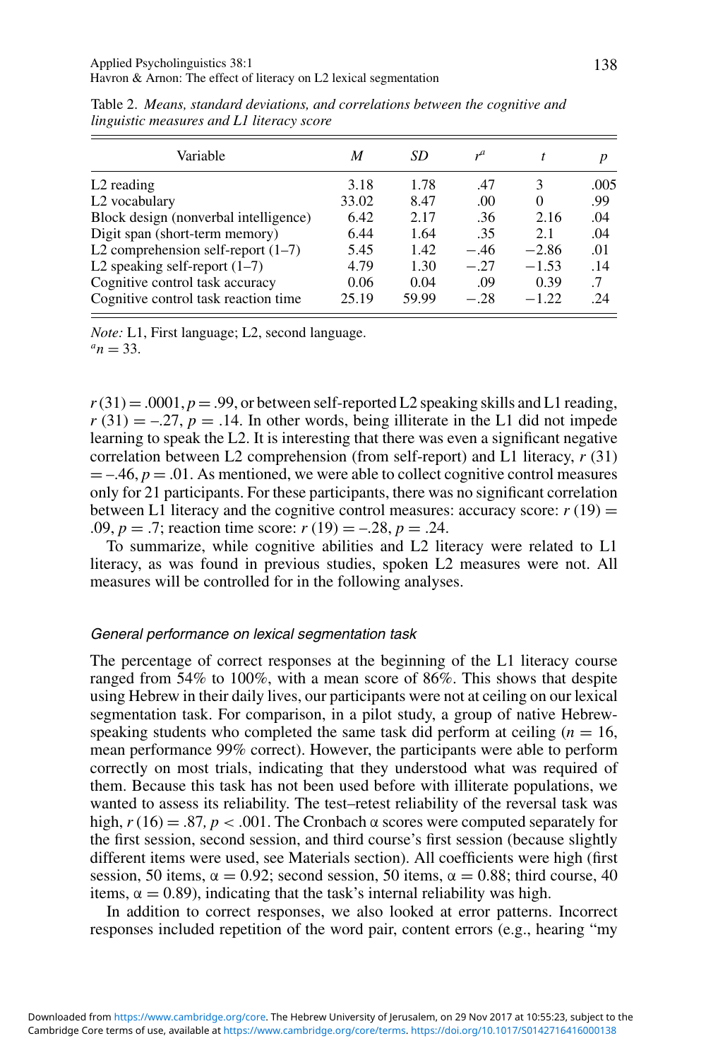Table 2. *Means, standard deviations, and correlations between the cognitive and linguistic measures and L1 literacy score*

| Variable | $M$ | $SD$ | $r^a$ | $t$ | $p$ |
|---|---|---|---|---|---|
| L2 reading | 3.18 | 1.78 | .47 | 3 | .005 |
| L2 vocabulary | 33.02 | 8.47 | .00 | 0 | .99 |
| Block design (nonverbal intelligence) | 6.42 | 2.17 | .36 | 2.16 | .04 |
| Digit span (short-term memory) | 6.44 | 1.64 | .35 | 2.1 | .04 |
| L2 comprehension self-report (1–7) | 5.45 | 1.42 | −.46 | −2.86 | .01 |
| L2 speaking self-report (1–7) | 4.79 | 1.30 | −.27 | −1.53 | .14 |
| Cognitive control task accuracy | 0.06 | 0.04 | .09 | 0.39 | .7 |
| Cognitive control task reaction time | 25.19 | 59.99 | −.28 | −1.22 | .24 |

*Note:* L1, First language; L2, second language.
[a] $n = 33$.

$r\,(31) = .0001$, $p = .99$, or between self-reported L2 speaking skills and L1 reading, $r\,(31) = -.27$, $p = .14$. In other words, being illiterate in the L1 did not impede learning to speak the L2. It is interesting that there was even a significant negative correlation between L2 comprehension (from self-report) and L1 literacy, $r\,(31) = -.46$, $p = .01$. As mentioned, we were able to collect cognitive control measures only for 21 participants. For these participants, there was no significant correlation between L1 literacy and the cognitive control measures: accuracy score: $r\,(19) = .09$, $p = .7$; reaction time score: $r\,(19) = -.28$, $p = .24$.

To summarize, while cognitive abilities and L2 literacy were related to L1 literacy, as was found in previous studies, spoken L2 measures were not. All measures will be controlled for in the following analyses.

#### *General performance on lexical segmentation task*

The percentage of correct responses at the beginning of the L1 literacy course ranged from 54% to 100%, with a mean score of 86%. This shows that despite using Hebrew in their daily lives, our participants were not at ceiling on our lexical segmentation task. For comparison, in a pilot study, a group of native Hebrew-speaking students who completed the same task did perform at ceiling ($n = 16$, mean performance 99% correct). However, the participants were able to perform correctly on most trials, indicating that they understood what was required of them. Because this task has not been used before with illiterate populations, we wanted to assess its reliability. The test–retest reliability of the reversal task was high, $r\,(16) = .87$, $p < .001$. The Cronbach α scores were computed separately for the first session, second session, and third course's first session (because slightly different items were used, see Materials section). All coefficients were high (first session, 50 items, $\alpha = 0.92$; second session, 50 items, $\alpha = 0.88$; third course, 40 items, $\alpha = 0.89$), indicating that the task's internal reliability was high.

In addition to correct responses, we also looked at error patterns. Incorrect responses included repetition of the word pair, content errors (e.g., hearing "my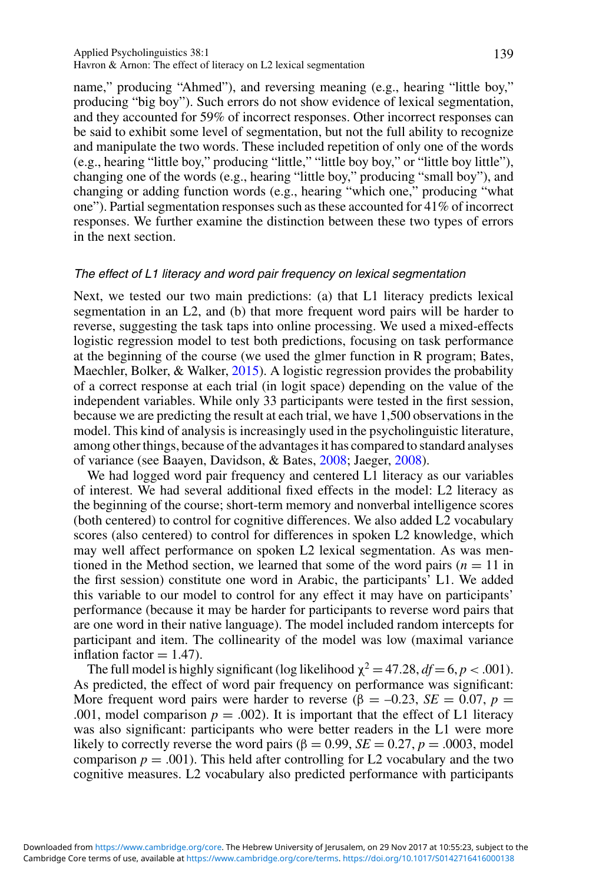name," producing "Ahmed"), and reversing meaning (e.g., hearing "little boy," producing "big boy"). Such errors do not show evidence of lexical segmentation, and they accounted for 59% of incorrect responses. Other incorrect responses can be said to exhibit some level of segmentation, but not the full ability to recognize and manipulate the two words. These included repetition of only one of the words (e.g., hearing "little boy," producing "little," "little boy boy," or "little boy little"), changing one of the words (e.g., hearing "little boy," producing "small boy"), and changing or adding function words (e.g., hearing "which one," producing "what one"). Partial segmentation responses such as these accounted for 41% of incorrect responses. We further examine the distinction between these two types of errors in the next section.

### *The effect of L1 literacy and word pair frequency on lexical segmentation*

Next, we tested our two main predictions: (a) that L1 literacy predicts lexical segmentation in an L2, and (b) that more frequent word pairs will be harder to reverse, suggesting the task taps into online processing. We used a mixed-effects logistic regression model to test both predictions, focusing on task performance at the beginning of the course (we used the glmer function in R program; Bates, Maechler, Bolker, & Walker, 2015). A logistic regression provides the probability of a correct response at each trial (in logit space) depending on the value of the independent variables. While only 33 participants were tested in the first session, because we are predicting the result at each trial, we have 1,500 observations in the model. This kind of analysis is increasingly used in the psycholinguistic literature, among other things, because of the advantages it has compared to standard analyses of variance (see Baayen, Davidson, & Bates, 2008; Jaeger, 2008).

We had logged word pair frequency and centered L1 literacy as our variables of interest. We had several additional fixed effects in the model: L2 literacy as the beginning of the course; short-term memory and nonverbal intelligence scores (both centered) to control for cognitive differences. We also added L2 vocabulary scores (also centered) to control for differences in spoken L2 knowledge, which may well affect performance on spoken L2 lexical segmentation. As was mentioned in the Method section, we learned that some of the word pairs ($n = 11$ in the first session) constitute one word in Arabic, the participants' L1. We added this variable to our model to control for any effect it may have on participants' performance (because it may be harder for participants to reverse word pairs that are one word in their native language). The model included random intercepts for participant and item. The collinearity of the model was low (maximal variance inflation factor = 1.47).

The full model is highly significant (log likelihood $\chi^2 = 47.28$, $df = 6$, $p < .001$). As predicted, the effect of word pair frequency on performance was significant: More frequent word pairs were harder to reverse ($\beta = -0.23$, $SE = 0.07$, $p = .001$, model comparison $p = .002$). It is important that the effect of L1 literacy was also significant: participants who were better readers in the L1 were more likely to correctly reverse the word pairs ($\beta = 0.99$, $SE = 0.27$, $p = .0003$, model comparison $p = .001$). This held after controlling for L2 vocabulary and the two cognitive measures. L2 vocabulary also predicted performance with participants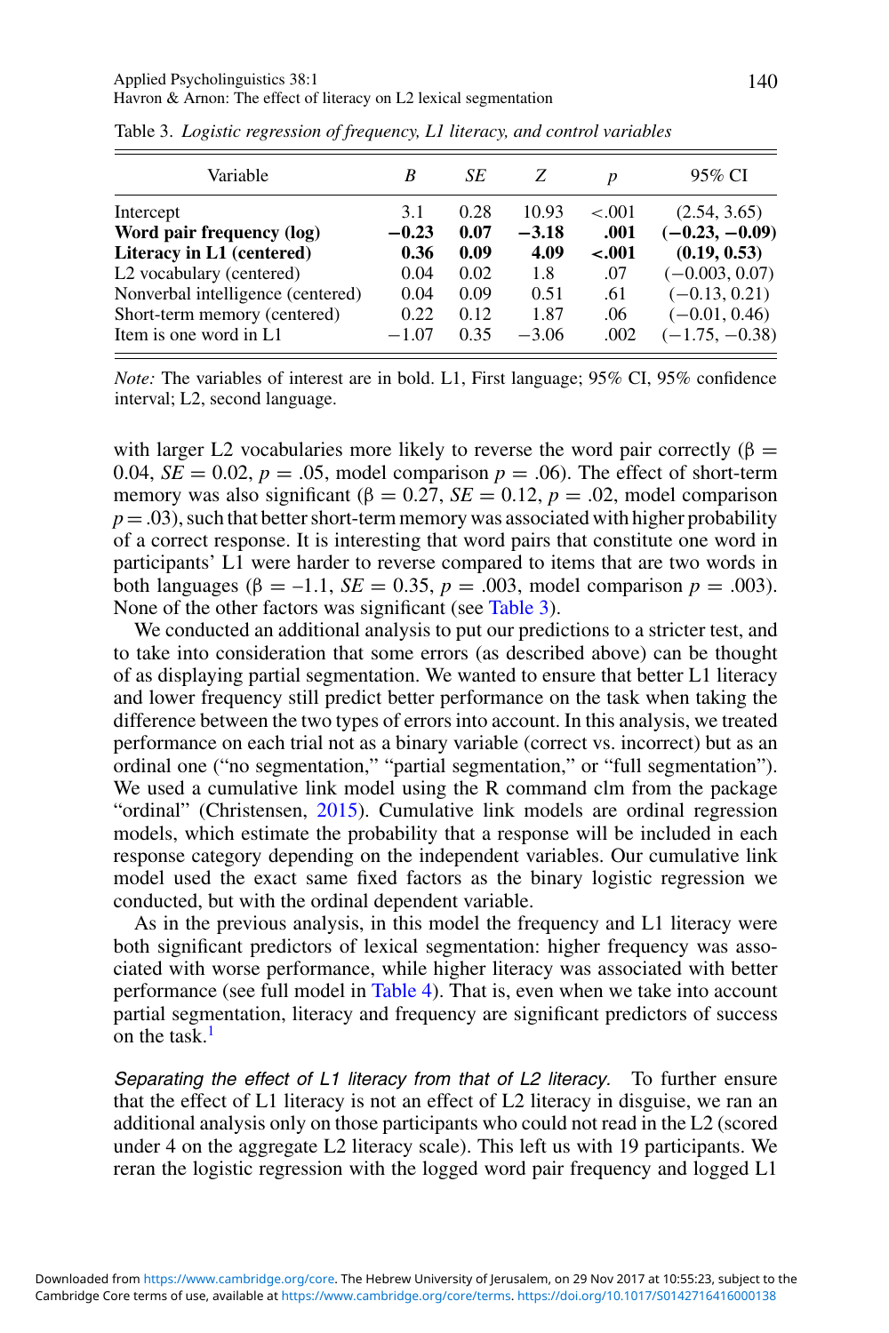Table 3. *Logistic regression of frequency, L1 literacy, and control variables*

| Variable | *B* | *SE* | *Z* | *p* | 95% CI |
|---|---|---|---|---|---|
| Intercept | 3.1 | 0.28 | 10.93 | <.001 | (2.54, 3.65) |
| **Word pair frequency (log)** | **−0.23** | **0.07** | **−3.18** | **.001** | **(−0.23, −0.09)** |
| **Literacy in L1 (centered)** | **0.36** | **0.09** | **4.09** | **<.001** | **(0.19, 0.53)** |
| L2 vocabulary (centered) | 0.04 | 0.02 | 1.8 | .07 | (−0.003, 0.07) |
| Nonverbal intelligence (centered) | 0.04 | 0.09 | 0.51 | .61 | (−0.13, 0.21) |
| Short-term memory (centered) | 0.22 | 0.12 | 1.87 | .06 | (−0.01, 0.46) |
| Item is one word in L1 | −1.07 | 0.35 | −3.06 | .002 | (−1.75, −0.38) |

*Note:* The variables of interest are in bold. L1, First language; 95% CI, 95% confidence interval; L2, second language.

with larger L2 vocabularies more likely to reverse the word pair correctly ($\beta = 0.04$, $SE = 0.02$, $p = .05$, model comparison $p = .06$). The effect of short-term memory was also significant ($\beta = 0.27$, $SE = 0.12$, $p = .02$, model comparison $p = .03$), such that better short-term memory was associated with higher probability of a correct response. It is interesting that word pairs that constitute one word in participants' L1 were harder to reverse compared to items that are two words in both languages ($\beta = -1.1$, $SE = 0.35$, $p = .003$, model comparison $p = .003$). None of the other factors was significant (see Table 3).

We conducted an additional analysis to put our predictions to a stricter test, and to take into consideration that some errors (as described above) can be thought of as displaying partial segmentation. We wanted to ensure that better L1 literacy and lower frequency still predict better performance on the task when taking the difference between the two types of errors into account. In this analysis, we treated performance on each trial not as a binary variable (correct vs. incorrect) but as an ordinal one ("no segmentation," "partial segmentation," or "full segmentation"). We used a cumulative link model using the R command clm from the package "ordinal" (Christensen, 2015). Cumulative link models are ordinal regression models, which estimate the probability that a response will be included in each response category depending on the independent variables. Our cumulative link model used the exact same fixed factors as the binary logistic regression we conducted, but with the ordinal dependent variable.

As in the previous analysis, in this model the frequency and L1 literacy were both significant predictors of lexical segmentation: higher frequency was associated with worse performance, while higher literacy was associated with better performance (see full model in Table 4). That is, even when we take into account partial segmentation, literacy and frequency are significant predictors of success on the task.[1]

*Separating the effect of L1 literacy from that of L2 literacy.* To further ensure that the effect of L1 literacy is not an effect of L2 literacy in disguise, we ran an additional analysis only on those participants who could not read in the L2 (scored under 4 on the aggregate L2 literacy scale). This left us with 19 participants. We reran the logistic regression with the logged word pair frequency and logged L1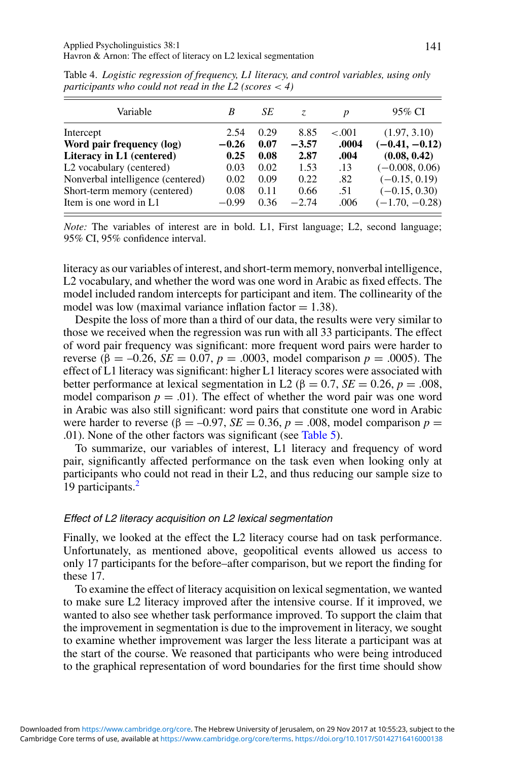Table 4. *Logistic regression of frequency, L1 literacy, and control variables, using only participants who could not read in the L2 (scores < 4)*

| Variable | *B* | *SE* | *z* | *p* | 95% CI |
|---|---|---|---|---|---|
| Intercept | 2.54 | 0.29 | 8.85 | <.001 | (1.97, 3.10) |
| **Word pair frequency (log)** | **−0.26** | **0.07** | **−3.57** | **.0004** | **(−0.41, −0.12)** |
| **Literacy in L1 (centered)** | **0.25** | **0.08** | **2.87** | **.004** | **(0.08, 0.42)** |
| L2 vocabulary (centered) | 0.03 | 0.02 | 1.53 | .13 | (−0.008, 0.06) |
| Nonverbal intelligence (centered) | 0.02 | 0.09 | 0.22 | .82 | (−0.15, 0.19) |
| Short-term memory (centered) | 0.08 | 0.11 | 0.66 | .51 | (−0.15, 0.30) |
| Item is one word in L1 | −0.99 | 0.36 | −2.74 | .006 | (−1.70, −0.28) |

*Note:* The variables of interest are in bold. L1, First language; L2, second language; 95% CI, 95% confidence interval.

literacy as our variables of interest, and short-term memory, nonverbal intelligence, L2 vocabulary, and whether the word was one word in Arabic as fixed effects. The model included random intercepts for participant and item. The collinearity of the model was low (maximal variance inflation factor = 1.38).

Despite the loss of more than a third of our data, the results were very similar to those we received when the regression was run with all 33 participants. The effect of word pair frequency was significant: more frequent word pairs were harder to reverse ($\beta = -0.26$, $SE = 0.07$, $p = .0003$, model comparison $p = .0005$). The effect of L1 literacy was significant: higher L1 literacy scores were associated with better performance at lexical segmentation in L2 ($\beta = 0.7$, $SE = 0.26$, $p = .008$, model comparison $p = .01$). The effect of whether the word pair was one word in Arabic was also still significant: word pairs that constitute one word in Arabic were harder to reverse ($\beta = -0.97$, $SE = 0.36$, $p = .008$, model comparison $p = .01$). None of the other factors was significant (see Table 5).

To summarize, our variables of interest, L1 literacy and frequency of word pair, significantly affected performance on the task even when looking only at participants who could not read in their L2, and thus reducing our sample size to 19 participants.[2]

### *Effect of L2 literacy acquisition on L2 lexical segmentation*

Finally, we looked at the effect the L2 literacy course had on task performance. Unfortunately, as mentioned above, geopolitical events allowed us access to only 17 participants for the before–after comparison, but we report the finding for these 17.

To examine the effect of literacy acquisition on lexical segmentation, we wanted to make sure L2 literacy improved after the intensive course. If it improved, we wanted to also see whether task performance improved. To support the claim that the improvement in segmentation is due to the improvement in literacy, we sought to examine whether improvement was larger the less literate a participant was at the start of the course. We reasoned that participants who were being introduced to the graphical representation of word boundaries for the first time should show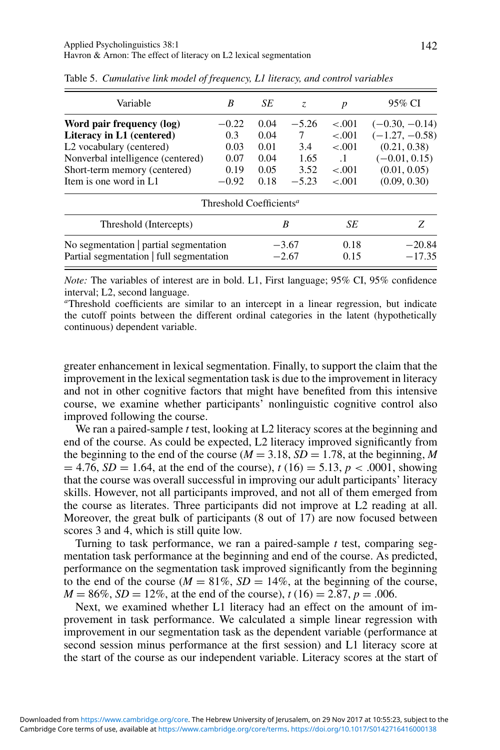Table 5. *Cumulative link model of frequency, L1 literacy, and control variables*

| Variable | *B* | *SE* | *z* | *p* | 95% CI |
|---|---|---|---|---|---|
| **Word pair frequency (log)** | −0.22 | 0.04 | −5.26 | <.001 | (−0.30, −0.14) |
| **Literacy in L1 (centered)** | 0.3 | 0.04 | 7 | <.001 | (−1.27, −0.58) |
| L2 vocabulary (centered) | 0.03 | 0.01 | 3.4 | <.001 | (0.21, 0.38) |
| Nonverbal intelligence (centered) | 0.07 | 0.04 | 1.65 | .1 | (−0.01, 0.15) |
| Short-term memory (centered) | 0.19 | 0.05 | 3.52 | <.001 | (0.01, 0.05) |
| Item is one word in L1 | −0.92 | 0.18 | −5.23 | <.001 | (0.09, 0.30) |

Threshold Coefficients[a]

| Threshold (Intercepts) | *B* | *SE* | *Z* |
|---|---|---|---|
| No segmentation \| partial segmentation | −3.67 | 0.18 | −20.84 |
| Partial segmentation \| full segmentation | −2.67 | 0.15 | −17.35 |

*Note:* The variables of interest are in bold. L1, First language; 95% CI, 95% confidence interval; L2, second language.
[a]Threshold coefficients are similar to an intercept in a linear regression, but indicate the cutoff points between the different ordinal categories in the latent (hypothetically continuous) dependent variable.

greater enhancement in lexical segmentation. Finally, to support the claim that the improvement in the lexical segmentation task is due to the improvement in literacy and not in other cognitive factors that might have benefited from this intensive course, we examine whether participants' nonlinguistic cognitive control also improved following the course.

We ran a paired-sample *t* test, looking at L2 literacy scores at the beginning and end of the course. As could be expected, L2 literacy improved significantly from the beginning to the end of the course ($M = 3.18$, $SD = 1.78$, at the beginning, $M = 4.76$, $SD = 1.64$, at the end of the course), $t\ (16) = 5.13$, $p < .0001$, showing that the course was overall successful in improving our adult participants' literacy skills. However, not all participants improved, and not all of them emerged from the course as literates. Three participants did not improve at L2 reading at all. Moreover, the great bulk of participants (8 out of 17) are now focused between scores 3 and 4, which is still quite low.

Turning to task performance, we ran a paired-sample *t* test, comparing segmentation task performance at the beginning and end of the course. As predicted, performance on the segmentation task improved significantly from the beginning to the end of the course ($M = 81\%$, $SD = 14\%$, at the beginning of the course, $M = 86\%$, $SD = 12\%$, at the end of the course), $t\ (16) = 2.87$, $p = .006$.

Next, we examined whether L1 literacy had an effect on the amount of improvement in task performance. We calculated a simple linear regression with improvement in our segmentation task as the dependent variable (performance at second session minus performance at the first session) and L1 literacy score at the start of the course as our independent variable. Literacy scores at the start of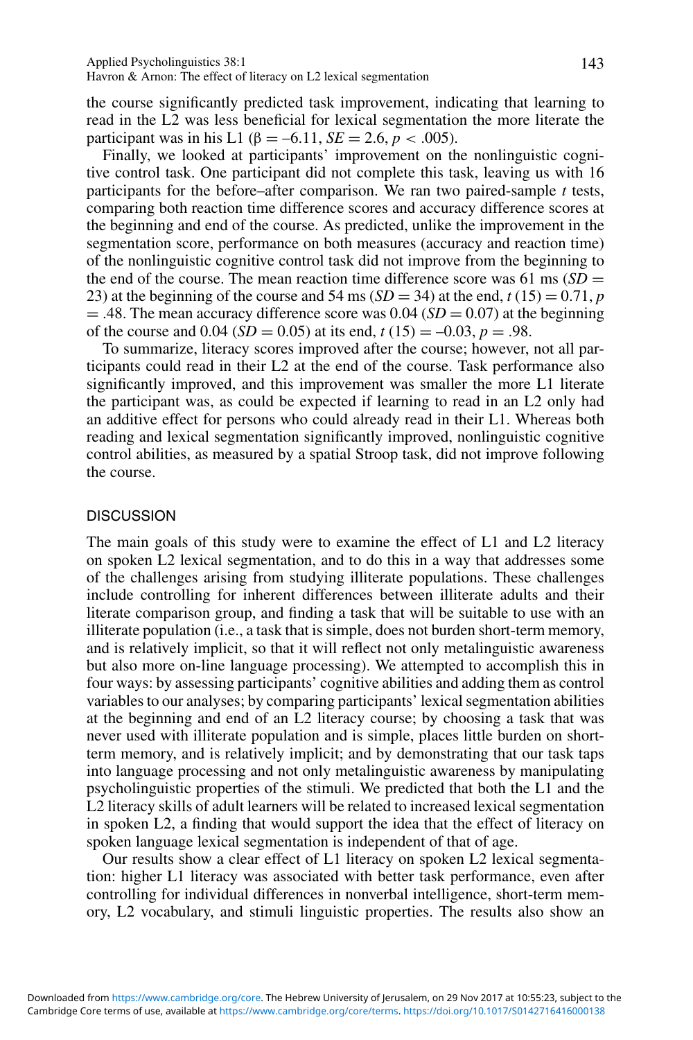the course significantly predicted task improvement, indicating that learning to read in the L2 was less beneficial for lexical segmentation the more literate the participant was in his L1 ($\beta = -6.11$, $SE = 2.6$, $p < .005$).

Finally, we looked at participants' improvement on the nonlinguistic cognitive control task. One participant did not complete this task, leaving us with 16 participants for the before–after comparison. We ran two paired-sample *t* tests, comparing both reaction time difference scores and accuracy difference scores at the beginning and end of the course. As predicted, unlike the improvement in the segmentation score, performance on both measures (accuracy and reaction time) of the nonlinguistic cognitive control task did not improve from the beginning to the end of the course. The mean reaction time difference score was 61 ms ($SD = 23$) at the beginning of the course and 54 ms ($SD = 34$) at the end, $t\,(15) = 0.71$, $p = .48$. The mean accuracy difference score was 0.04 ($SD = 0.07$) at the beginning of the course and 0.04 ($SD = 0.05$) at its end, $t\,(15) = -0.03$, $p = .98$.

To summarize, literacy scores improved after the course; however, not all participants could read in their L2 at the end of the course. Task performance also significantly improved, and this improvement was smaller the more L1 literate the participant was, as could be expected if learning to read in an L2 only had an additive effect for persons who could already read in their L1. Whereas both reading and lexical segmentation significantly improved, nonlinguistic cognitive control abilities, as measured by a spatial Stroop task, did not improve following the course.

## DISCUSSION

The main goals of this study were to examine the effect of L1 and L2 literacy on spoken L2 lexical segmentation, and to do this in a way that addresses some of the challenges arising from studying illiterate populations. These challenges include controlling for inherent differences between illiterate adults and their literate comparison group, and finding a task that will be suitable to use with an illiterate population (i.e., a task that is simple, does not burden short-term memory, and is relatively implicit, so that it will reflect not only metalinguistic awareness but also more on-line language processing). We attempted to accomplish this in four ways: by assessing participants' cognitive abilities and adding them as control variables to our analyses; by comparing participants' lexical segmentation abilities at the beginning and end of an L2 literacy course; by choosing a task that was never used with illiterate population and is simple, places little burden on short-term memory, and is relatively implicit; and by demonstrating that our task taps into language processing and not only metalinguistic awareness by manipulating psycholinguistic properties of the stimuli. We predicted that both the L1 and the L2 literacy skills of adult learners will be related to increased lexical segmentation in spoken L2, a finding that would support the idea that the effect of literacy on spoken language lexical segmentation is independent of that of age.

Our results show a clear effect of L1 literacy on spoken L2 lexical segmentation: higher L1 literacy was associated with better task performance, even after controlling for individual differences in nonverbal intelligence, short-term memory, L2 vocabulary, and stimuli linguistic properties. The results also show an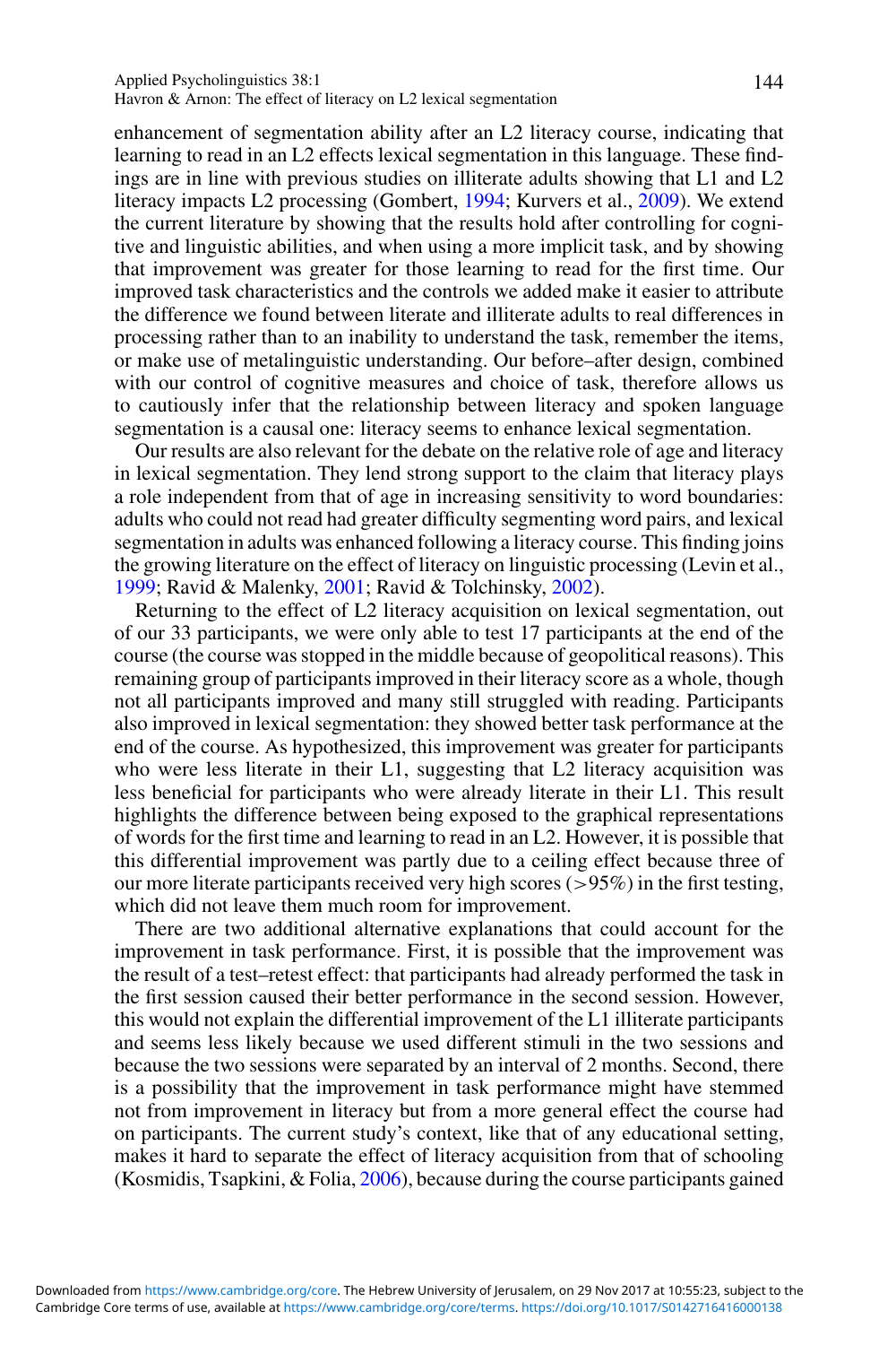enhancement of segmentation ability after an L2 literacy course, indicating that learning to read in an L2 effects lexical segmentation in this language. These findings are in line with previous studies on illiterate adults showing that L1 and L2 literacy impacts L2 processing (Gombert, 1994; Kurvers et al., 2009). We extend the current literature by showing that the results hold after controlling for cognitive and linguistic abilities, and when using a more implicit task, and by showing that improvement was greater for those learning to read for the first time. Our improved task characteristics and the controls we added make it easier to attribute the difference we found between literate and illiterate adults to real differences in processing rather than to an inability to understand the task, remember the items, or make use of metalinguistic understanding. Our before–after design, combined with our control of cognitive measures and choice of task, therefore allows us to cautiously infer that the relationship between literacy and spoken language segmentation is a causal one: literacy seems to enhance lexical segmentation.

Our results are also relevant for the debate on the relative role of age and literacy in lexical segmentation. They lend strong support to the claim that literacy plays a role independent from that of age in increasing sensitivity to word boundaries: adults who could not read had greater difficulty segmenting word pairs, and lexical segmentation in adults was enhanced following a literacy course. This finding joins the growing literature on the effect of literacy on linguistic processing (Levin et al., 1999; Ravid & Malenky, 2001; Ravid & Tolchinsky, 2002).

Returning to the effect of L2 literacy acquisition on lexical segmentation, out of our 33 participants, we were only able to test 17 participants at the end of the course (the course was stopped in the middle because of geopolitical reasons). This remaining group of participants improved in their literacy score as a whole, though not all participants improved and many still struggled with reading. Participants also improved in lexical segmentation: they showed better task performance at the end of the course. As hypothesized, this improvement was greater for participants who were less literate in their L1, suggesting that L2 literacy acquisition was less beneficial for participants who were already literate in their L1. This result highlights the difference between being exposed to the graphical representations of words for the first time and learning to read in an L2. However, it is possible that this differential improvement was partly due to a ceiling effect because three of our more literate participants received very high scores (>95%) in the first testing, which did not leave them much room for improvement.

There are two additional alternative explanations that could account for the improvement in task performance. First, it is possible that the improvement was the result of a test–retest effect: that participants had already performed the task in the first session caused their better performance in the second session. However, this would not explain the differential improvement of the L1 illiterate participants and seems less likely because we used different stimuli in the two sessions and because the two sessions were separated by an interval of 2 months. Second, there is a possibility that the improvement in task performance might have stemmed not from improvement in literacy but from a more general effect the course had on participants. The current study's context, like that of any educational setting, makes it hard to separate the effect of literacy acquisition from that of schooling (Kosmidis, Tsapkini, & Folia, 2006), because during the course participants gained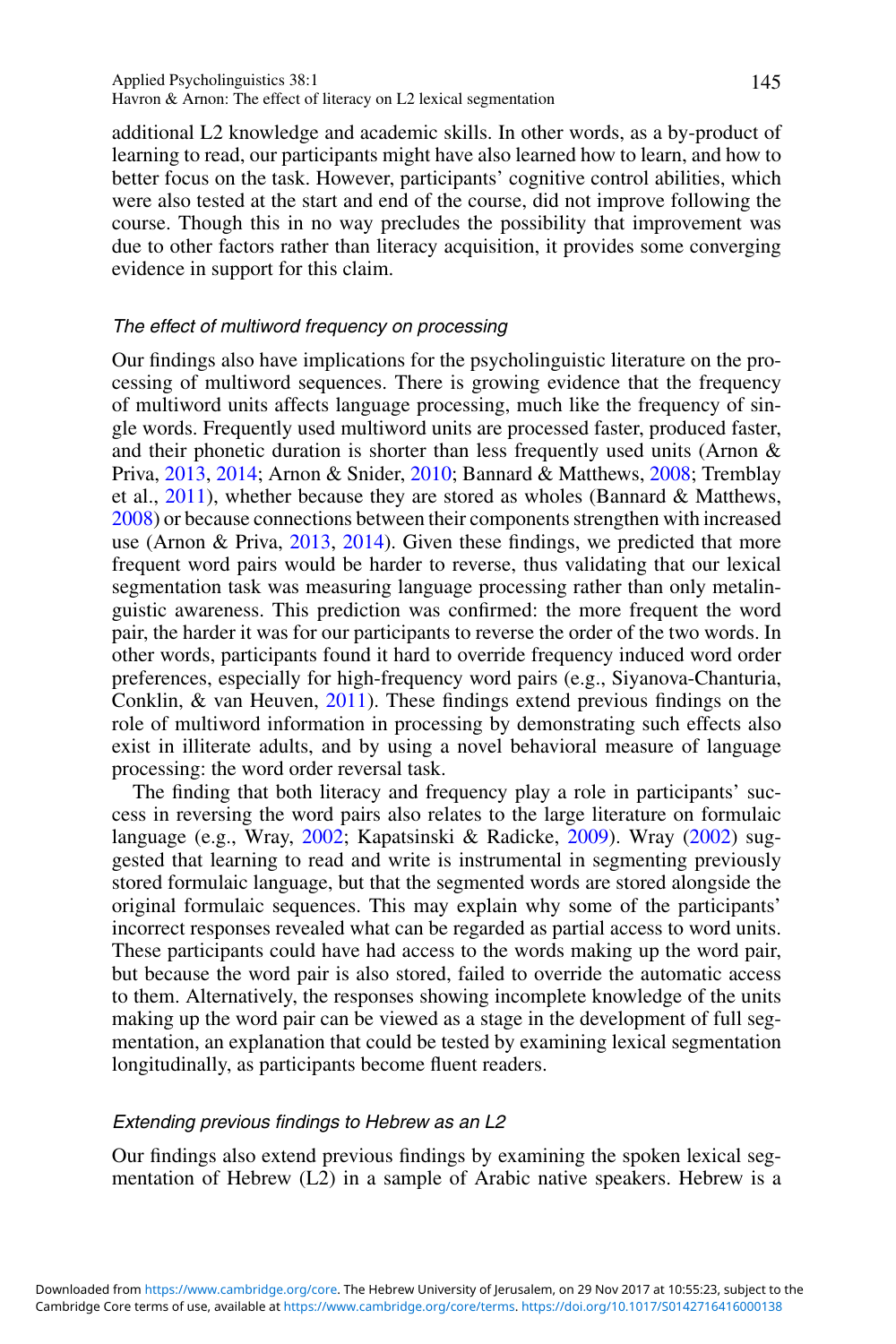additional L2 knowledge and academic skills. In other words, as a by-product of learning to read, our participants might have also learned how to learn, and how to better focus on the task. However, participants' cognitive control abilities, which were also tested at the start and end of the course, did not improve following the course. Though this in no way precludes the possibility that improvement was due to other factors rather than literacy acquisition, it provides some converging evidence in support for this claim.

### *The effect of multiword frequency on processing*

Our findings also have implications for the psycholinguistic literature on the processing of multiword sequences. There is growing evidence that the frequency of multiword units affects language processing, much like the frequency of single words. Frequently used multiword units are processed faster, produced faster, and their phonetic duration is shorter than less frequently used units (Arnon & Priva, 2013, 2014; Arnon & Snider, 2010; Bannard & Matthews, 2008; Tremblay et al., 2011), whether because they are stored as wholes (Bannard & Matthews, 2008) or because connections between their components strengthen with increased use (Arnon & Priva, 2013, 2014). Given these findings, we predicted that more frequent word pairs would be harder to reverse, thus validating that our lexical segmentation task was measuring language processing rather than only metalinguistic awareness. This prediction was confirmed: the more frequent the word pair, the harder it was for our participants to reverse the order of the two words. In other words, participants found it hard to override frequency induced word order preferences, especially for high-frequency word pairs (e.g., Siyanova-Chanturia, Conklin, & van Heuven, 2011). These findings extend previous findings on the role of multiword information in processing by demonstrating such effects also exist in illiterate adults, and by using a novel behavioral measure of language processing: the word order reversal task.

The finding that both literacy and frequency play a role in participants' success in reversing the word pairs also relates to the large literature on formulaic language (e.g., Wray, 2002; Kapatsinski & Radicke, 2009). Wray (2002) suggested that learning to read and write is instrumental in segmenting previously stored formulaic language, but that the segmented words are stored alongside the original formulaic sequences. This may explain why some of the participants' incorrect responses revealed what can be regarded as partial access to word units. These participants could have had access to the words making up the word pair, but because the word pair is also stored, failed to override the automatic access to them. Alternatively, the responses showing incomplete knowledge of the units making up the word pair can be viewed as a stage in the development of full segmentation, an explanation that could be tested by examining lexical segmentation longitudinally, as participants become fluent readers.

### *Extending previous findings to Hebrew as an L2*

Our findings also extend previous findings by examining the spoken lexical segmentation of Hebrew (L2) in a sample of Arabic native speakers. Hebrew is a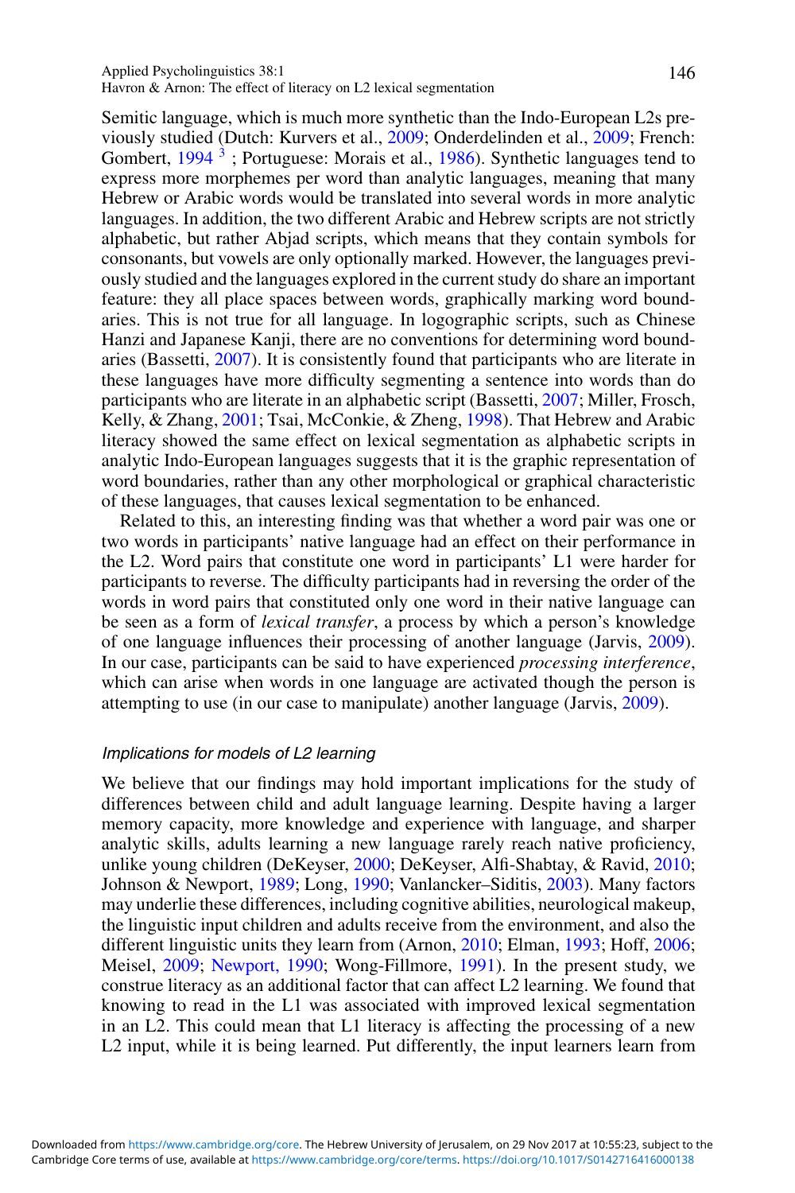Semitic language, which is much more synthetic than the Indo-European L2s previously studied (Dutch: Kurvers et al., 2009; Onderdelinden et al., 2009; French: Gombert, 1994 [3] ; Portuguese: Morais et al., 1986). Synthetic languages tend to express more morphemes per word than analytic languages, meaning that many Hebrew or Arabic words would be translated into several words in more analytic languages. In addition, the two different Arabic and Hebrew scripts are not strictly alphabetic, but rather Abjad scripts, which means that they contain symbols for consonants, but vowels are only optionally marked. However, the languages previously studied and the languages explored in the current study do share an important feature: they all place spaces between words, graphically marking word boundaries. This is not true for all language. In logographic scripts, such as Chinese Hanzi and Japanese Kanji, there are no conventions for determining word boundaries (Bassetti, 2007). It is consistently found that participants who are literate in these languages have more difficulty segmenting a sentence into words than do participants who are literate in an alphabetic script (Bassetti, 2007; Miller, Frosch, Kelly, & Zhang, 2001; Tsai, McConkie, & Zheng, 1998). That Hebrew and Arabic literacy showed the same effect on lexical segmentation as alphabetic scripts in analytic Indo-European languages suggests that it is the graphic representation of word boundaries, rather than any other morphological or graphical characteristic of these languages, that causes lexical segmentation to be enhanced.

Related to this, an interesting finding was that whether a word pair was one or two words in participants' native language had an effect on their performance in the L2. Word pairs that constitute one word in participants' L1 were harder for participants to reverse. The difficulty participants had in reversing the order of the words in word pairs that constituted only one word in their native language can be seen as a form of *lexical transfer*, a process by which a person's knowledge of one language influences their processing of another language (Jarvis, 2009). In our case, participants can be said to have experienced *processing interference*, which can arise when words in one language are activated though the person is attempting to use (in our case to manipulate) another language (Jarvis, 2009).

### *Implications for models of L2 learning*

We believe that our findings may hold important implications for the study of differences between child and adult language learning. Despite having a larger memory capacity, more knowledge and experience with language, and sharper analytic skills, adults learning a new language rarely reach native proficiency, unlike young children (DeKeyser, 2000; DeKeyser, Alfi-Shabtay, & Ravid, 2010; Johnson & Newport, 1989; Long, 1990; Vanlancker–Siditis, 2003). Many factors may underlie these differences, including cognitive abilities, neurological makeup, the linguistic input children and adults receive from the environment, and also the different linguistic units they learn from (Arnon, 2010; Elman, 1993; Hoff, 2006; Meisel, 2009; Newport, 1990; Wong-Fillmore, 1991). In the present study, we construe literacy as an additional factor that can affect L2 learning. We found that knowing to read in the L1 was associated with improved lexical segmentation in an L2. This could mean that L1 literacy is affecting the processing of a new L2 input, while it is being learned. Put differently, the input learners learn from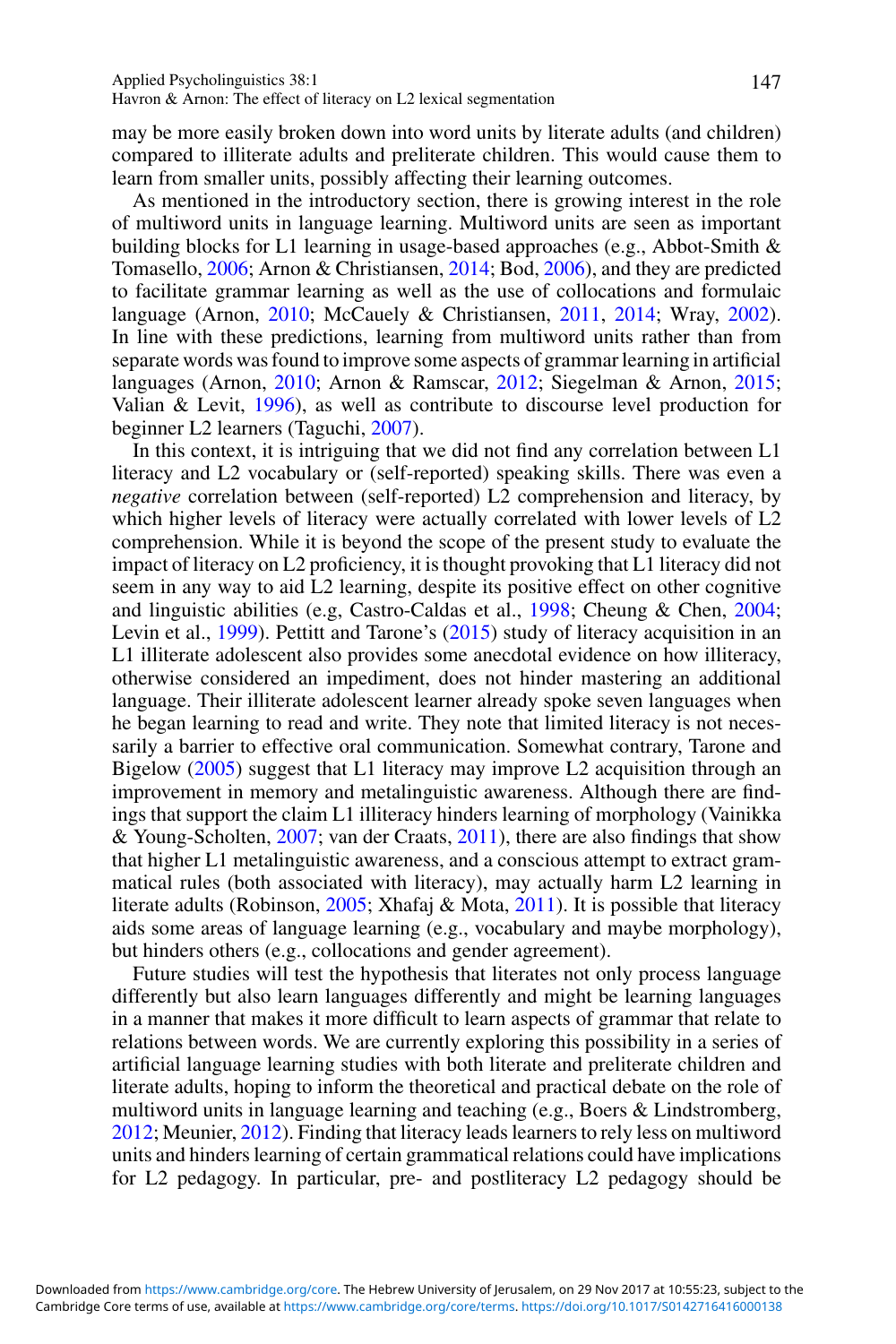may be more easily broken down into word units by literate adults (and children) compared to illiterate adults and preliterate children. This would cause them to learn from smaller units, possibly affecting their learning outcomes.

As mentioned in the introductory section, there is growing interest in the role of multiword units in language learning. Multiword units are seen as important building blocks for L1 learning in usage-based approaches (e.g., Abbot-Smith & Tomasello, 2006; Arnon & Christiansen, 2014; Bod, 2006), and they are predicted to facilitate grammar learning as well as the use of collocations and formulaic language (Arnon, 2010; McCauely & Christiansen, 2011, 2014; Wray, 2002). In line with these predictions, learning from multiword units rather than from separate words was found to improve some aspects of grammar learning in artificial languages (Arnon, 2010; Arnon & Ramscar, 2012; Siegelman & Arnon, 2015; Valian & Levit, 1996), as well as contribute to discourse level production for beginner L2 learners (Taguchi, 2007).

In this context, it is intriguing that we did not find any correlation between L1 literacy and L2 vocabulary or (self-reported) speaking skills. There was even a *negative* correlation between (self-reported) L2 comprehension and literacy, by which higher levels of literacy were actually correlated with lower levels of L2 comprehension. While it is beyond the scope of the present study to evaluate the impact of literacy on L2 proficiency, it is thought provoking that L1 literacy did not seem in any way to aid L2 learning, despite its positive effect on other cognitive and linguistic abilities (e.g, Castro-Caldas et al., 1998; Cheung & Chen, 2004; Levin et al., 1999). Pettitt and Tarone's (2015) study of literacy acquisition in an L1 illiterate adolescent also provides some anecdotal evidence on how illiteracy, otherwise considered an impediment, does not hinder mastering an additional language. Their illiterate adolescent learner already spoke seven languages when he began learning to read and write. They note that limited literacy is not necessarily a barrier to effective oral communication. Somewhat contrary, Tarone and Bigelow (2005) suggest that L1 literacy may improve L2 acquisition through an improvement in memory and metalinguistic awareness. Although there are findings that support the claim L1 illiteracy hinders learning of morphology (Vainikka & Young-Scholten, 2007; van der Craats, 2011), there are also findings that show that higher L1 metalinguistic awareness, and a conscious attempt to extract grammatical rules (both associated with literacy), may actually harm L2 learning in literate adults (Robinson, 2005; Xhafaj & Mota, 2011). It is possible that literacy aids some areas of language learning (e.g., vocabulary and maybe morphology), but hinders others (e.g., collocations and gender agreement).

Future studies will test the hypothesis that literates not only process language differently but also learn languages differently and might be learning languages in a manner that makes it more difficult to learn aspects of grammar that relate to relations between words. We are currently exploring this possibility in a series of artificial language learning studies with both literate and preliterate children and literate adults, hoping to inform the theoretical and practical debate on the role of multiword units in language learning and teaching (e.g., Boers & Lindstromberg, 2012; Meunier, 2012). Finding that literacy leads learners to rely less on multiword units and hinders learning of certain grammatical relations could have implications for L2 pedagogy. In particular, pre- and postliteracy L2 pedagogy should be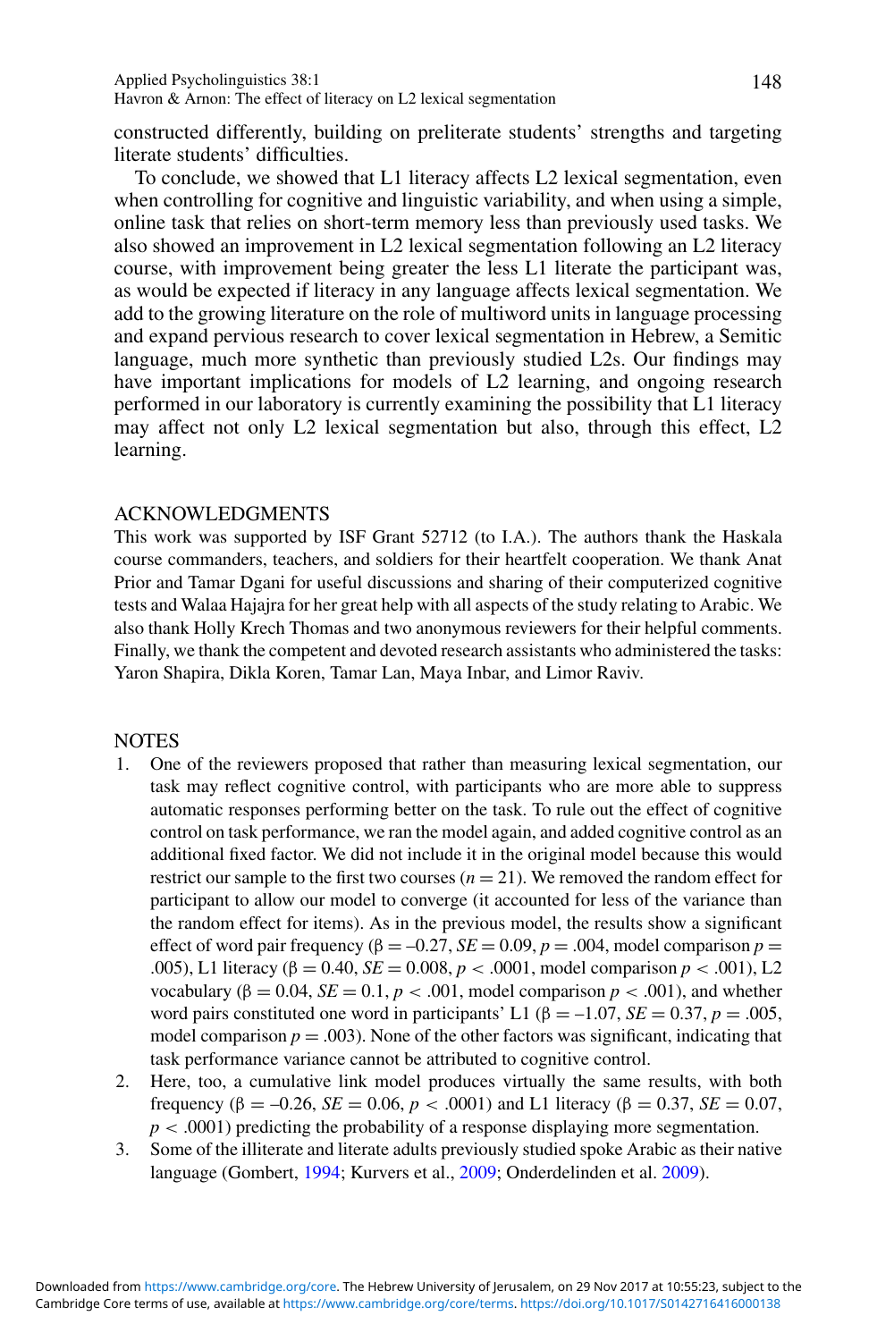constructed differently, building on preliterate students' strengths and targeting literate students' difficulties.

To conclude, we showed that L1 literacy affects L2 lexical segmentation, even when controlling for cognitive and linguistic variability, and when using a simple, online task that relies on short-term memory less than previously used tasks. We also showed an improvement in L2 lexical segmentation following an L2 literacy course, with improvement being greater the less L1 literate the participant was, as would be expected if literacy in any language affects lexical segmentation. We add to the growing literature on the role of multiword units in language processing and expand pervious research to cover lexical segmentation in Hebrew, a Semitic language, much more synthetic than previously studied L2s. Our findings may have important implications for models of L2 learning, and ongoing research performed in our laboratory is currently examining the possibility that L1 literacy may affect not only L2 lexical segmentation but also, through this effect, L2 learning.

## ACKNOWLEDGMENTS

This work was supported by ISF Grant 52712 (to I.A.). The authors thank the Haskala course commanders, teachers, and soldiers for their heartfelt cooperation. We thank Anat Prior and Tamar Dgani for useful discussions and sharing of their computerized cognitive tests and Walaa Hajajra for her great help with all aspects of the study relating to Arabic. We also thank Holly Krech Thomas and two anonymous reviewers for their helpful comments. Finally, we thank the competent and devoted research assistants who administered the tasks: Yaron Shapira, Dikla Koren, Tamar Lan, Maya Inbar, and Limor Raviv.

## NOTES

1. One of the reviewers proposed that rather than measuring lexical segmentation, our task may reflect cognitive control, with participants who are more able to suppress automatic responses performing better on the task. To rule out the effect of cognitive control on task performance, we ran the model again, and added cognitive control as an additional fixed factor. We did not include it in the original model because this would restrict our sample to the first two courses ($n = 21$). We removed the random effect for participant to allow our model to converge (it accounted for less of the variance than the random effect for items). As in the previous model, the results show a significant effect of word pair frequency ($\beta = -0.27$, $SE = 0.09$, $p = .004$, model comparison $p = .005$), L1 literacy ($\beta = 0.40$, $SE = 0.008$, $p < .0001$, model comparison $p < .001$), L2 vocabulary ($\beta = 0.04$, $SE = 0.1$, $p < .001$, model comparison $p < .001$), and whether word pairs constituted one word in participants' L1 ($\beta = -1.07$, $SE = 0.37$, $p = .005$, model comparison $p = .003$). None of the other factors was significant, indicating that task performance variance cannot be attributed to cognitive control.
2. Here, too, a cumulative link model produces virtually the same results, with both frequency ($\beta = -0.26$, $SE = 0.06$, $p < .0001$) and L1 literacy ($\beta = 0.37$, $SE = 0.07$, $p < .0001$) predicting the probability of a response displaying more segmentation.
3. Some of the illiterate and literate adults previously studied spoke Arabic as their native language (Gombert, 1994; Kurvers et al., 2009; Onderdelinden et al. 2009).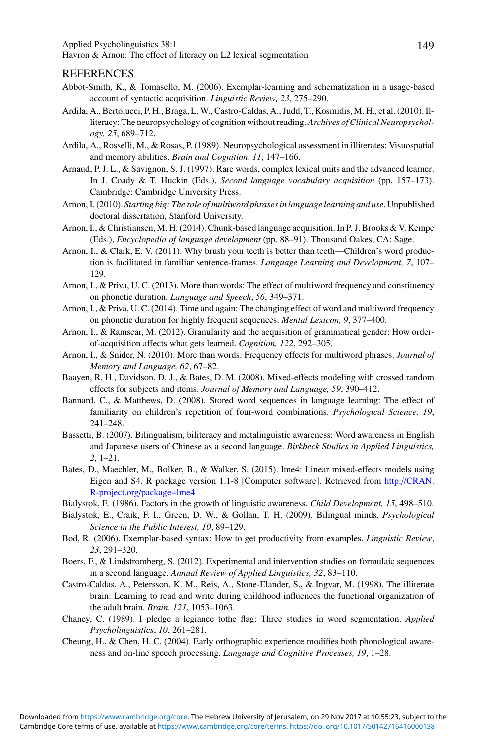## REFERENCES

Abbot-Smith, K., & Tomasello, M. (2006). Exemplar-learning and schematization in a usage-based account of syntactic acquisition. *Linguistic Review, 23*, 275–290.

Ardila, A., Bertolucci, P. H., Braga, L. W., Castro-Caldas, A., Judd, T., Kosmidis, M. H., et al. (2010). Illiteracy: The neuropsychology of cognition without reading. *Archives of Clinical Neuropsychology, 25*, 689–712.

Ardila, A., Rosselli, M., & Rosas, P. (1989). Neuropsychological assessment in illiterates: Visuospatial and memory abilities. *Brain and Cognition*, *11*, 147–166.

Arnaud, P. J. L., & Savignon, S. J. (1997). Rare words, complex lexical units and the advanced learner. In J. Coady & T. Huckin (Eds.), *Second language vocabulary acquisition* (pp. 157–173). Cambridge: Cambridge University Press.

Arnon, I. (2010). *Starting big: The role of multiword phrases in language learning and use*. Unpublished doctoral dissertation, Stanford University.

Arnon, I., & Christiansen, M. H. (2014). Chunk-based language acquisition. In P. J. Brooks & V. Kempe (Eds.), *Encyclopedia of language development* (pp. 88–91). Thousand Oakes, CA: Sage.

Arnon, I., & Clark, E. V. (2011). Why brush your teeth is better than teeth—Children's word production is facilitated in familiar sentence-frames. *Language Learning and Development, 7*, 107–129.

Arnon, I., & Priva, U. C. (2013). More than words: The effect of multiword frequency and constituency on phonetic duration. *Language and Speech*, *56*, 349–371.

Arnon, I., & Priva, U. C. (2014). Time and again: The changing effect of word and multiword frequency on phonetic duration for highly frequent sequences. *Mental Lexicon, 9*, 377–400.

Arnon, I., & Ramscar, M. (2012). Granularity and the acquisition of grammatical gender: How order-of-acquisition affects what gets learned. *Cognition, 122*, 292–305.

Arnon, I., & Snider, N. (2010). More than words: Frequency effects for multiword phrases. *Journal of Memory and Language, 62*, 67–82.

Baayen, R. H., Davidson, D. J., & Bates, D. M. (2008). Mixed-effects modeling with crossed random effects for subjects and items. *Journal of Memory and Language, 59*, 390–412.

Bannard, C., & Matthews, D. (2008). Stored word sequences in language learning: The effect of familiarity on children's repetition of four-word combinations. *Psychological Science, 19*, 241–248.

Bassetti, B. (2007). Bilingualism, biliteracy and metalinguistic awareness: Word awareness in English and Japanese users of Chinese as a second language. *Birkbeck Studies in Applied Linguistics, 2*, 1–21.

Bates, D., Maechler, M., Bolker, B., & Walker, S. (2015). lme4: Linear mixed-effects models using Eigen and S4. R package version 1.1-8 [Computer software]. Retrieved from http://CRAN.R-project.org/package=lme4

Bialystok, E. (1986). Factors in the growth of linguistic awareness. *Child Development, 15*, 498–510.

Bialystok, E., Craik, F. I., Green, D. W., & Gollan, T. H. (2009). Bilingual minds. *Psychological Science in the Public Interest, 10*, 89–129.

Bod, R. (2006). Exemplar-based syntax: How to get productivity from examples. *Linguistic Review*, *23*, 291–320.

Boers, F., & Lindstromberg, S. (2012). Experimental and intervention studies on formulaic sequences in a second language. *Annual Review of Applied Linguistics, 32*, 83–110.

Castro-Caldas, A., Petersson, K. M., Reis, A., Stone-Elander, S., & Ingvar, M. (1998). The illiterate brain: Learning to read and write during childhood influences the functional organization of the adult brain. *Brain, 121*, 1053–1063.

Chaney, C. (1989). I pledge a legiance tothe flag: Three studies in word segmentation. *Applied Psycholinguistics*, *10*, 261–281.

Cheung, H., & Chen, H. C. (2004). Early orthographic experience modifies both phonological awareness and on-line speech processing. *Language and Cognitive Processes, 19*, 1–28.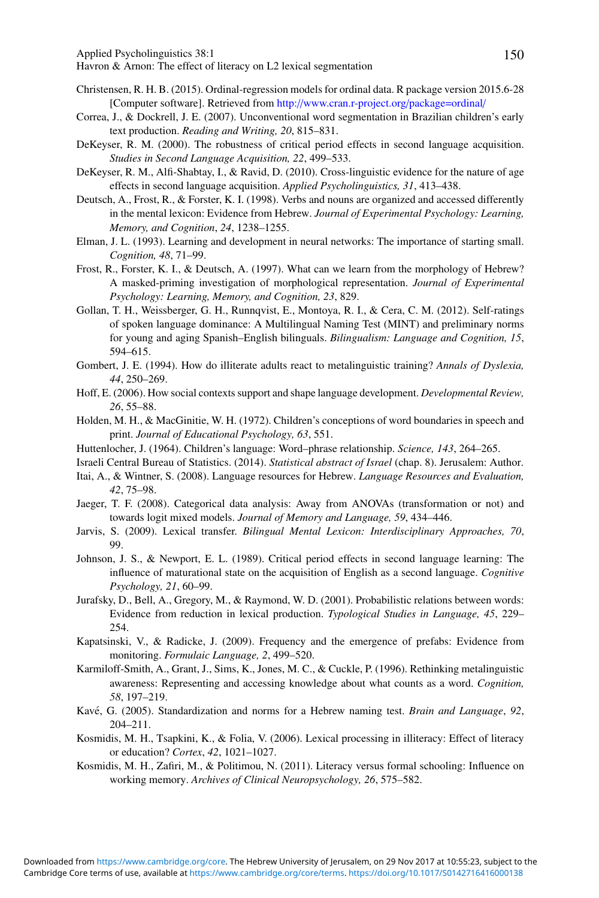Christensen, R. H. B. (2015). Ordinal-regression models for ordinal data. R package version 2015.6-28 [Computer software]. Retrieved from http://www.cran.r-project.org/package=ordinal/

Correa, J., & Dockrell, J. E. (2007). Unconventional word segmentation in Brazilian children's early text production. *Reading and Writing, 20*, 815–831.

DeKeyser, R. M. (2000). The robustness of critical period effects in second language acquisition. *Studies in Second Language Acquisition, 22*, 499–533.

DeKeyser, R. M., Alfi-Shabtay, I., & Ravid, D. (2010). Cross-linguistic evidence for the nature of age effects in second language acquisition. *Applied Psycholinguistics, 31*, 413–438.

Deutsch, A., Frost, R., & Forster, K. I. (1998). Verbs and nouns are organized and accessed differently in the mental lexicon: Evidence from Hebrew. *Journal of Experimental Psychology: Learning, Memory, and Cognition*, *24*, 1238–1255.

Elman, J. L. (1993). Learning and development in neural networks: The importance of starting small. *Cognition, 48*, 71–99.

Frost, R., Forster, K. I., & Deutsch, A. (1997). What can we learn from the morphology of Hebrew? A masked-priming investigation of morphological representation. *Journal of Experimental Psychology: Learning, Memory, and Cognition, 23*, 829.

Gollan, T. H., Weissberger, G. H., Runnqvist, E., Montoya, R. I., & Cera, C. M. (2012). Self-ratings of spoken language dominance: A Multilingual Naming Test (MINT) and preliminary norms for young and aging Spanish–English bilinguals. *Bilingualism: Language and Cognition, 15*, 594–615.

Gombert, J. E. (1994). How do illiterate adults react to metalinguistic training? *Annals of Dyslexia, 44*, 250–269.

Hoff, E. (2006). How social contexts support and shape language development. *Developmental Review, 26*, 55–88.

Holden, M. H., & MacGinitie, W. H. (1972). Children's conceptions of word boundaries in speech and print. *Journal of Educational Psychology, 63*, 551.

Huttenlocher, J. (1964). Children's language: Word–phrase relationship. *Science, 143*, 264–265.

Israeli Central Bureau of Statistics. (2014). *Statistical abstract of Israel* (chap. 8). Jerusalem: Author.

Itai, A., & Wintner, S. (2008). Language resources for Hebrew. *Language Resources and Evaluation, 42*, 75–98.

Jaeger, T. F. (2008). Categorical data analysis: Away from ANOVAs (transformation or not) and towards logit mixed models. *Journal of Memory and Language, 59*, 434–446.

Jarvis, S. (2009). Lexical transfer. *Bilingual Mental Lexicon: Interdisciplinary Approaches, 70*, 99.

Johnson, J. S., & Newport, E. L. (1989). Critical period effects in second language learning: The influence of maturational state on the acquisition of English as a second language. *Cognitive Psychology, 21*, 60–99.

Jurafsky, D., Bell, A., Gregory, M., & Raymond, W. D. (2001). Probabilistic relations between words: Evidence from reduction in lexical production. *Typological Studies in Language, 45*, 229–254.

Kapatsinski, V., & Radicke, J. (2009). Frequency and the emergence of prefabs: Evidence from monitoring. *Formulaic Language, 2*, 499–520.

Karmiloff-Smith, A., Grant, J., Sims, K., Jones, M. C., & Cuckle, P. (1996). Rethinking metalinguistic awareness: Representing and accessing knowledge about what counts as a word. *Cognition, 58*, 197–219.

Kavé, G. (2005). Standardization and norms for a Hebrew naming test. *Brain and Language*, *92*, 204–211.

Kosmidis, M. H., Tsapkini, K., & Folia, V. (2006). Lexical processing in illiteracy: Effect of literacy or education? *Cortex*, *42*, 1021–1027.

Kosmidis, M. H., Zafiri, M., & Politimou, N. (2011). Literacy versus formal schooling: Influence on working memory. *Archives of Clinical Neuropsychology, 26*, 575–582.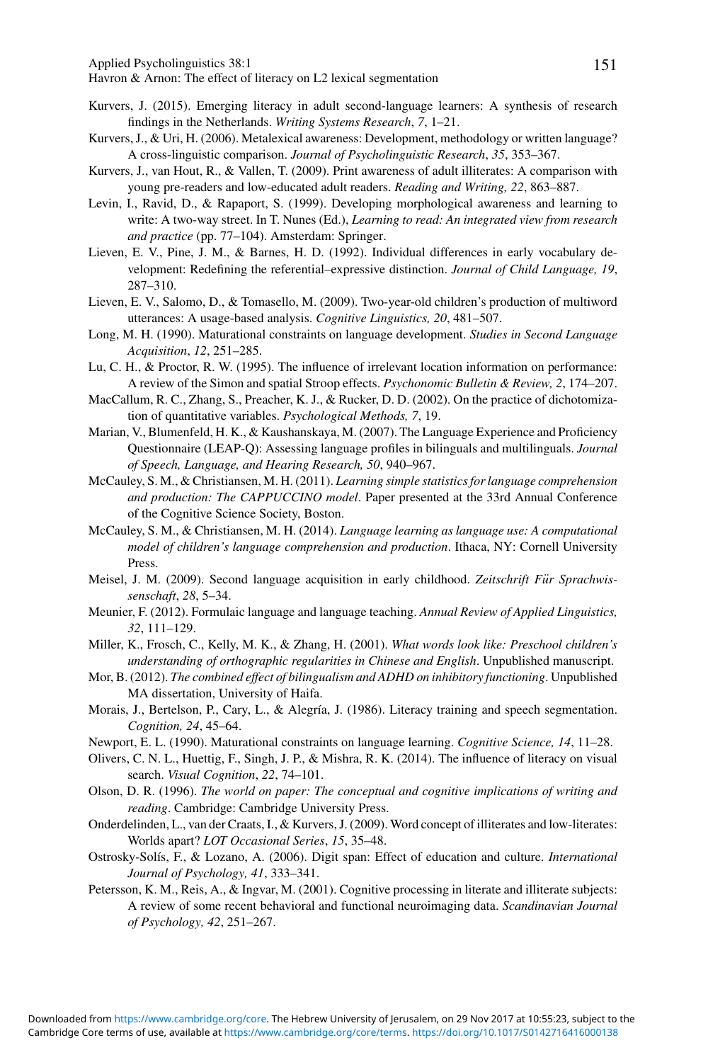Kurvers, J. (2015). Emerging literacy in adult second-language learners: A synthesis of research findings in the Netherlands. *Writing Systems Research*, *7*, 1–21.

Kurvers, J., & Uri, H. (2006). Metalexical awareness: Development, methodology or written language? A cross-linguistic comparison. *Journal of Psycholinguistic Research*, *35*, 353–367.

Kurvers, J., van Hout, R., & Vallen, T. (2009). Print awareness of adult illiterates: A comparison with young pre-readers and low-educated adult readers. *Reading and Writing, 22*, 863–887.

Levin, I., Ravid, D., & Rapaport, S. (1999). Developing morphological awareness and learning to write: A two-way street. In T. Nunes (Ed.), *Learning to read: An integrated view from research and practice* (pp. 77–104). Amsterdam: Springer.

Lieven, E. V., Pine, J. M., & Barnes, H. D. (1992). Individual differences in early vocabulary development: Redefining the referential–expressive distinction. *Journal of Child Language, 19*, 287–310.

Lieven, E. V., Salomo, D., & Tomasello, M. (2009). Two-year-old children's production of multiword utterances: A usage-based analysis. *Cognitive Linguistics, 20*, 481–507.

Long, M. H. (1990). Maturational constraints on language development. *Studies in Second Language Acquisition*, *12*, 251–285.

Lu, C. H., & Proctor, R. W. (1995). The influence of irrelevant location information on performance: A review of the Simon and spatial Stroop effects. *Psychonomic Bulletin & Review, 2*, 174–207.

MacCallum, R. C., Zhang, S., Preacher, K. J., & Rucker, D. D. (2002). On the practice of dichotomization of quantitative variables. *Psychological Methods, 7*, 19.

Marian, V., Blumenfeld, H. K., & Kaushanskaya, M. (2007). The Language Experience and Proficiency Questionnaire (LEAP-Q): Assessing language profiles in bilinguals and multilinguals. *Journal of Speech, Language, and Hearing Research, 50*, 940–967.

McCauley, S. M., & Christiansen, M. H. (2011). *Learning simple statistics for language comprehension and production: The CAPPUCCINO model*. Paper presented at the 33rd Annual Conference of the Cognitive Science Society, Boston.

McCauley, S. M., & Christiansen, M. H. (2014). *Language learning as language use: A computational model of children's language comprehension and production*. Ithaca, NY: Cornell University Press.

Meisel, J. M. (2009). Second language acquisition in early childhood. *Zeitschrift Für Sprachwissenschaft*, *28*, 5–34.

Meunier, F. (2012). Formulaic language and language teaching. *Annual Review of Applied Linguistics, 32*, 111–129.

Miller, K., Frosch, C., Kelly, M. K., & Zhang, H. (2001). *What words look like: Preschool children's understanding of orthographic regularities in Chinese and English*. Unpublished manuscript.

Mor, B. (2012). *The combined effect of bilingualism and ADHD on inhibitory functioning*. Unpublished MA dissertation, University of Haifa.

Morais, J., Bertelson, P., Cary, L., & Alegría, J. (1986). Literacy training and speech segmentation. *Cognition, 24*, 45–64.

Newport, E. L. (1990). Maturational constraints on language learning. *Cognitive Science, 14*, 11–28.

Olivers, C. N. L., Huettig, F., Singh, J. P., & Mishra, R. K. (2014). The influence of literacy on visual search. *Visual Cognition*, *22*, 74–101.

Olson, D. R. (1996). *The world on paper: The conceptual and cognitive implications of writing and reading*. Cambridge: Cambridge University Press.

Onderdelinden, L., van der Craats, I., & Kurvers, J. (2009). Word concept of illiterates and low-literates: Worlds apart? *LOT Occasional Series*, *15*, 35–48.

Ostrosky-Solís, F., & Lozano, A. (2006). Digit span: Effect of education and culture. *International Journal of Psychology, 41*, 333–341.

Petersson, K. M., Reis, A., & Ingvar, M. (2001). Cognitive processing in literate and illiterate subjects: A review of some recent behavioral and functional neuroimaging data. *Scandinavian Journal of Psychology, 42*, 251–267.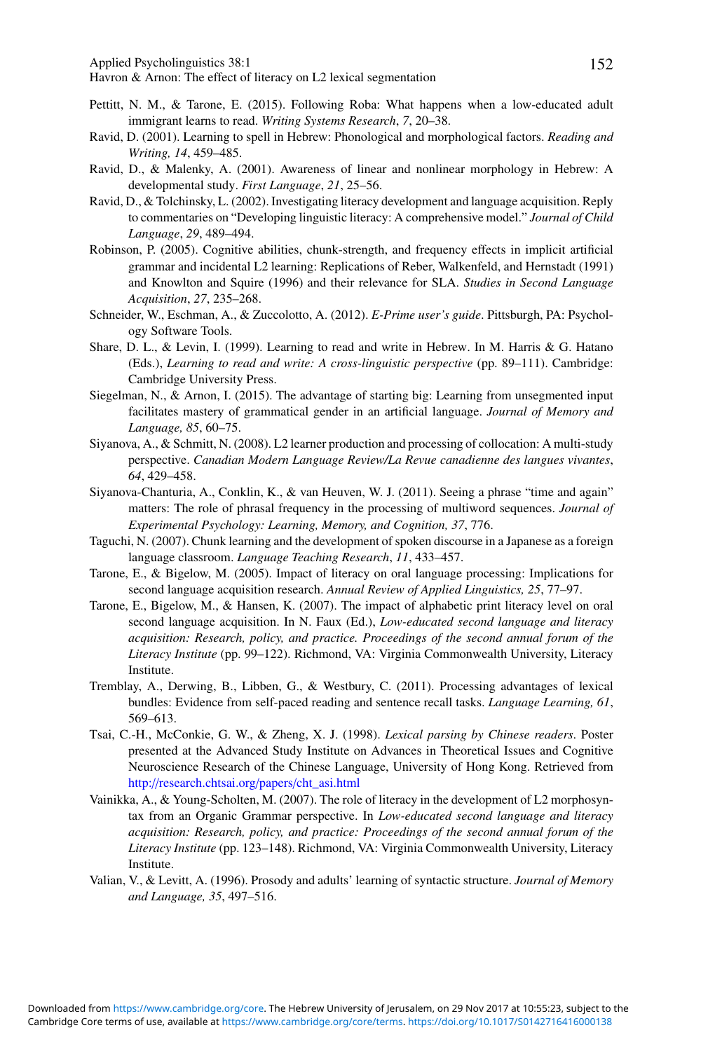Pettitt, N. M., & Tarone, E. (2015). Following Roba: What happens when a low-educated adult immigrant learns to read. *Writing Systems Research*, *7*, 20–38.

Ravid, D. (2001). Learning to spell in Hebrew: Phonological and morphological factors. *Reading and Writing, 14*, 459–485.

Ravid, D., & Malenky, A. (2001). Awareness of linear and nonlinear morphology in Hebrew: A developmental study. *First Language*, *21*, 25–56.

Ravid, D., & Tolchinsky, L. (2002). Investigating literacy development and language acquisition. Reply to commentaries on "Developing linguistic literacy: A comprehensive model." *Journal of Child Language*, *29*, 489–494.

Robinson, P. (2005). Cognitive abilities, chunk-strength, and frequency effects in implicit artificial grammar and incidental L2 learning: Replications of Reber, Walkenfeld, and Hernstadt (1991) and Knowlton and Squire (1996) and their relevance for SLA. *Studies in Second Language Acquisition*, *27*, 235–268.

Schneider, W., Eschman, A., & Zuccolotto, A. (2012). *E-Prime user's guide*. Pittsburgh, PA: Psychology Software Tools.

Share, D. L., & Levin, I. (1999). Learning to read and write in Hebrew. In M. Harris & G. Hatano (Eds.), *Learning to read and write: A cross-linguistic perspective* (pp. 89–111). Cambridge: Cambridge University Press.

Siegelman, N., & Arnon, I. (2015). The advantage of starting big: Learning from unsegmented input facilitates mastery of grammatical gender in an artificial language. *Journal of Memory and Language, 85*, 60–75.

Siyanova, A., & Schmitt, N. (2008). L2 learner production and processing of collocation: A multi-study perspective. *Canadian Modern Language Review/La Revue canadienne des langues vivantes*, *64*, 429–458.

Siyanova-Chanturia, A., Conklin, K., & van Heuven, W. J. (2011). Seeing a phrase "time and again" matters: The role of phrasal frequency in the processing of multiword sequences. *Journal of Experimental Psychology: Learning, Memory, and Cognition, 37*, 776.

Taguchi, N. (2007). Chunk learning and the development of spoken discourse in a Japanese as a foreign language classroom. *Language Teaching Research*, *11*, 433–457.

Tarone, E., & Bigelow, M. (2005). Impact of literacy on oral language processing: Implications for second language acquisition research. *Annual Review of Applied Linguistics, 25*, 77–97.

Tarone, E., Bigelow, M., & Hansen, K. (2007). The impact of alphabetic print literacy level on oral second language acquisition. In N. Faux (Ed.), *Low-educated second language and literacy acquisition: Research, policy, and practice. Proceedings of the second annual forum of the Literacy Institute* (pp. 99–122). Richmond, VA: Virginia Commonwealth University, Literacy Institute.

Tremblay, A., Derwing, B., Libben, G., & Westbury, C. (2011). Processing advantages of lexical bundles: Evidence from self-paced reading and sentence recall tasks. *Language Learning, 61*, 569–613.

Tsai, C.-H., McConkie, G. W., & Zheng, X. J. (1998). *Lexical parsing by Chinese readers*. Poster presented at the Advanced Study Institute on Advances in Theoretical Issues and Cognitive Neuroscience Research of the Chinese Language, University of Hong Kong. Retrieved from http://research.chtsai.org/papers/cht_asi.html

Vainikka, A., & Young-Scholten, M. (2007). The role of literacy in the development of L2 morphosyntax from an Organic Grammar perspective. In *Low-educated second language and literacy acquisition: Research, policy, and practice: Proceedings of the second annual forum of the Literacy Institute* (pp. 123–148). Richmond, VA: Virginia Commonwealth University, Literacy Institute.

Valian, V., & Levitt, A. (1996). Prosody and adults' learning of syntactic structure. *Journal of Memory and Language, 35*, 497–516.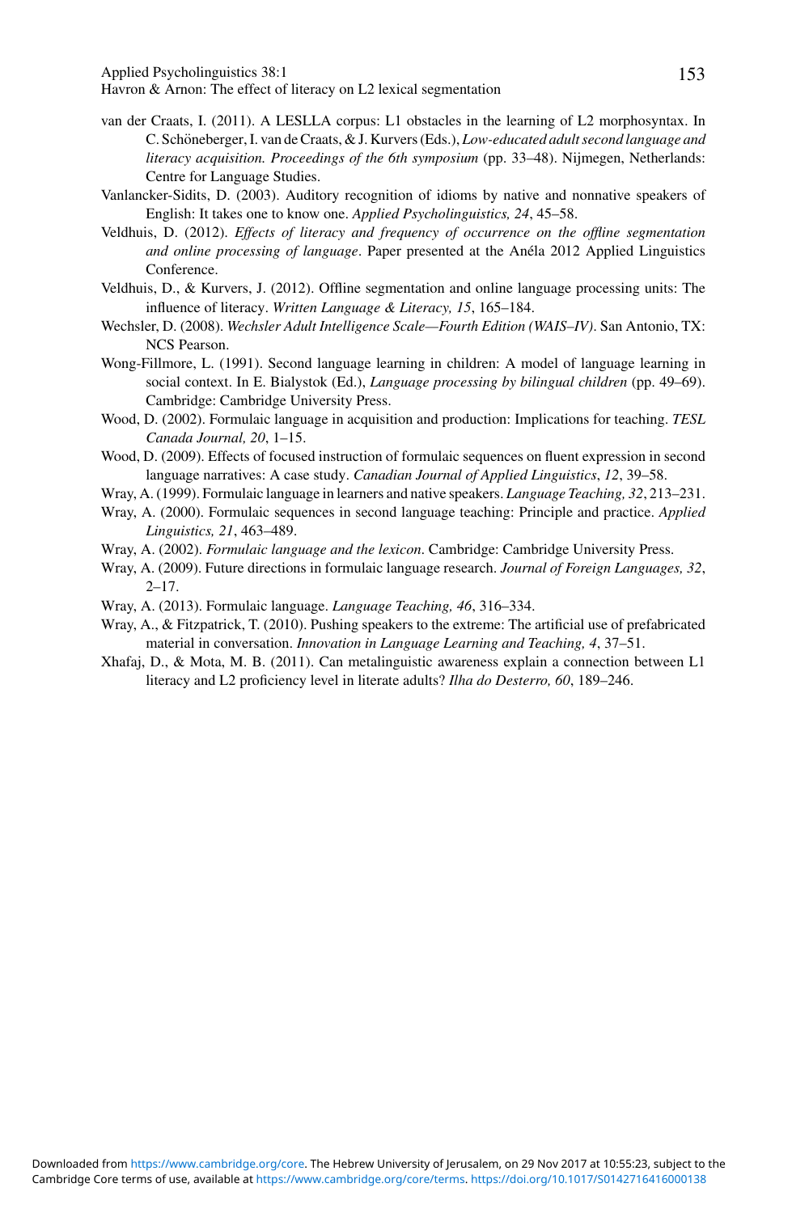van der Craats, I. (2011). A LESLLA corpus: L1 obstacles in the learning of L2 morphosyntax. In C. Schöneberger, I. van de Craats, & J. Kurvers (Eds.), *Low-educated adult second language and literacy acquisition. Proceedings of the 6th symposium* (pp. 33–48). Nijmegen, Netherlands: Centre for Language Studies.

Vanlancker-Sidits, D. (2003). Auditory recognition of idioms by native and nonnative speakers of English: It takes one to know one. *Applied Psycholinguistics, 24*, 45–58.

Veldhuis, D. (2012). *Effects of literacy and frequency of occurrence on the offline segmentation and online processing of language*. Paper presented at the Anéla 2012 Applied Linguistics Conference.

Veldhuis, D., & Kurvers, J. (2012). Offline segmentation and online language processing units: The influence of literacy. *Written Language & Literacy, 15*, 165–184.

Wechsler, D. (2008). *Wechsler Adult Intelligence Scale—Fourth Edition (WAIS–IV)*. San Antonio, TX: NCS Pearson.

Wong-Fillmore, L. (1991). Second language learning in children: A model of language learning in social context. In E. Bialystok (Ed.), *Language processing by bilingual children* (pp. 49–69). Cambridge: Cambridge University Press.

Wood, D. (2002). Formulaic language in acquisition and production: Implications for teaching. *TESL Canada Journal, 20*, 1–15.

Wood, D. (2009). Effects of focused instruction of formulaic sequences on fluent expression in second language narratives: A case study. *Canadian Journal of Applied Linguistics*, *12*, 39–58.

Wray, A. (1999). Formulaic language in learners and native speakers. *Language Teaching, 32*, 213–231.

Wray, A. (2000). Formulaic sequences in second language teaching: Principle and practice. *Applied Linguistics, 21*, 463–489.

Wray, A. (2002). *Formulaic language and the lexicon*. Cambridge: Cambridge University Press.

Wray, A. (2009). Future directions in formulaic language research. *Journal of Foreign Languages, 32*, 2–17.

Wray, A. (2013). Formulaic language. *Language Teaching, 46*, 316–334.

Wray, A., & Fitzpatrick, T. (2010). Pushing speakers to the extreme: The artificial use of prefabricated material in conversation. *Innovation in Language Learning and Teaching, 4*, 37–51.

Xhafaj, D., & Mota, M. B. (2011). Can metalinguistic awareness explain a connection between L1 literacy and L2 proficiency level in literate adults? *Ilha do Desterro, 60*, 189–246.